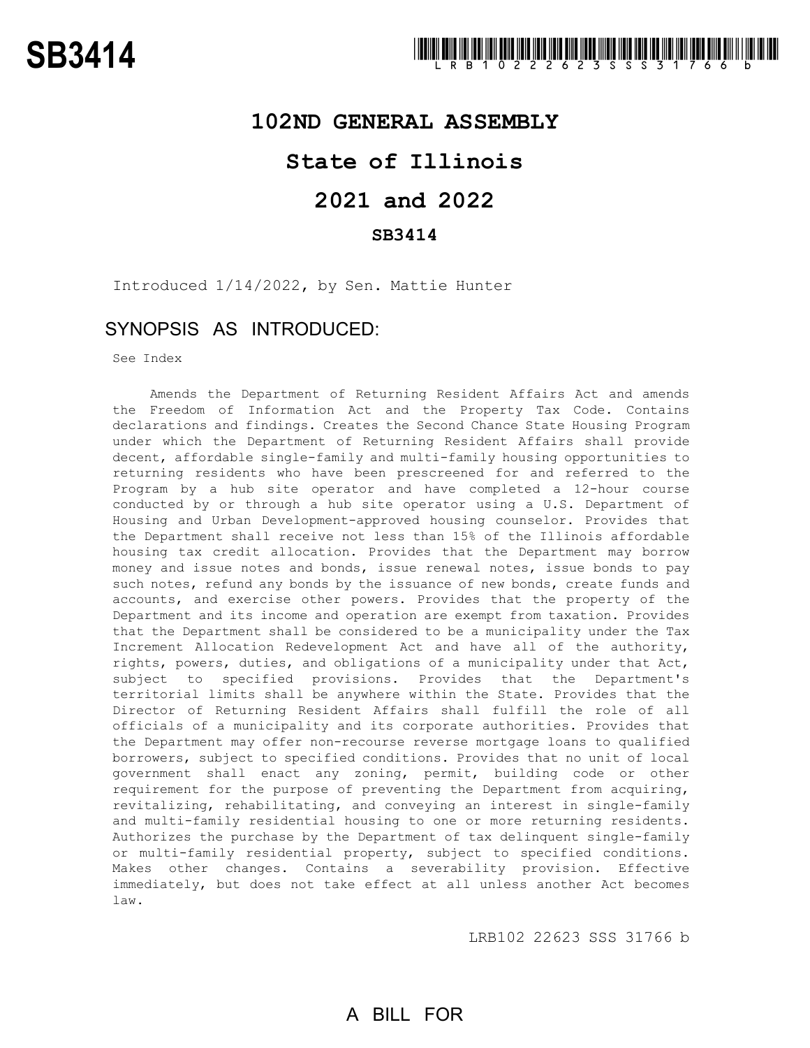# SB3414

LRB102 22623 SSS 31766 b

## 102ND GENERAL ASSEMBLY

## State of Illinois

## 2021 and 2022

### SB3414

Introduced 1/14/2022, by Sen. Mattie Hunter

### SYNOPSIS AS INTRODUCED:

See Index

Amends the Department of Returning Resident Affairs Act and amends the Freedom of Information Act and the Property Tax Code. Contains declarations and findings. Creates the Second Chance State Housing Program under which the Department of Returning Resident Affairs shall provide decent, affordable single-family and multi-family housing opportunities to returning residents who have been prescreened for and referred to the Program by a hub site operator and have completed a 12-hour course conducted by or through a hub site operator using a U.S. Department of Housing and Urban Development-approved housing counselor. Provides that the Department shall receive not less than 15% of the Illinois affordable housing tax credit allocation. Provides that the Department may borrow money and issue notes and bonds, issue renewal notes, issue bonds to pay such notes, refund any bonds by the issuance of new bonds, create funds and accounts, and exercise other powers. Provides that the property of the Department and its income and operation are exempt from taxation. Provides that the Department shall be considered to be a municipality under the Tax Increment Allocation Redevelopment Act and have all of the authority, rights, powers, duties, and obligations of a municipality under that Act, subject to specified provisions. Provides that the Department's territorial limits shall be anywhere within the State. Provides that the Director of Returning Resident Affairs shall fulfill the role of all officials of a municipality and its corporate authorities. Provides that the Department may offer non-recourse reverse mortgage loans to qualified borrowers, subject to specified conditions. Provides that no unit of local government shall enact any zoning, permit, building code or other requirement for the purpose of preventing the Department from acquiring, revitalizing, rehabilitating, and conveying an interest in single-family and multi-family residential housing to one or more returning residents. Authorizes the purchase by the Department of tax delinquent single-family or multi-family residential property, subject to specified conditions. Makes other changes. Contains a severability provision. Effective immediately, but does not take effect at all unless another Act becomes law.

LRB102 22623 SSS 31766 b

A BILL FOR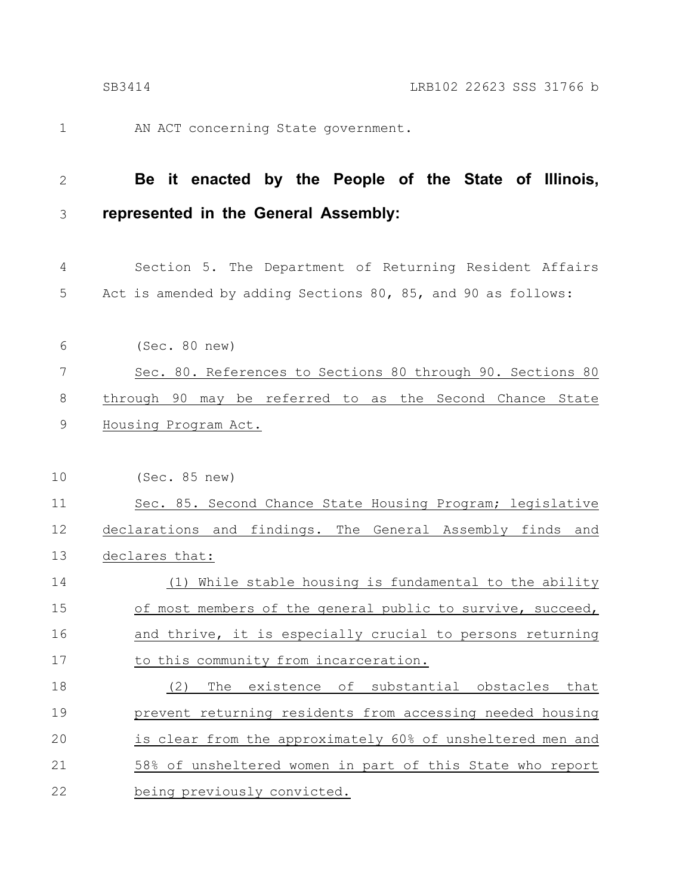AN ACT concerning State government.

**Be it enacted by the People of the State of Illinois, represented in the General Assembly:**

Section 5. The Department of Returning Resident Affairs Act is amended by adding Sections 80, 85, and 90 as follows:

(Sec. 80 new)

Sec. 80. References to Sections 80 through 90. Sections 80 through 90 may be referred to as the Second Chance State Housing Program Act.

(Sec. 85 new)

Sec. 85. Second Chance State Housing Program; legislative declarations and findings. The General Assembly finds and declares that:

(1) While stable housing is fundamental to the ability of most members of the general public to survive, succeed, and thrive, it is especially crucial to persons returning to this community from incarceration.

(2) The existence of substantial obstacles that prevent returning residents from accessing needed housing is clear from the approximately 60% of unsheltered men and 58% of unsheltered women in part of this State who report being previously convicted.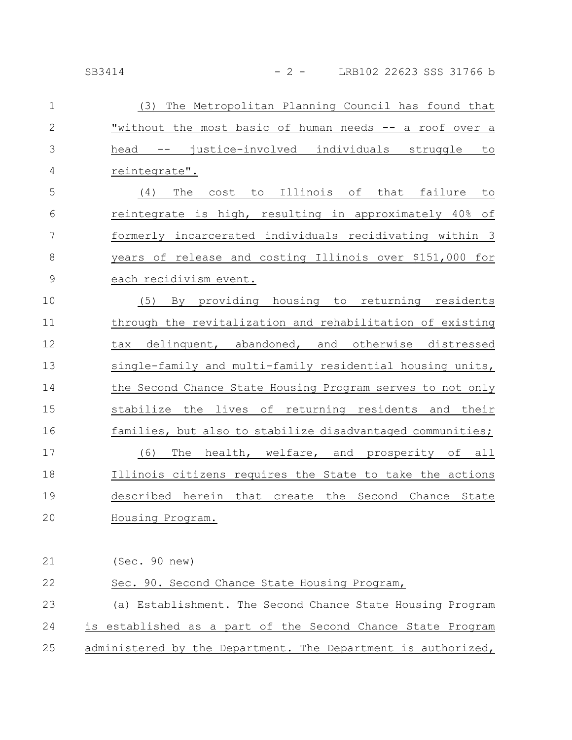(3) The Metropolitan Planning Council has found that "without the most basic of human needs -- a roof over a head -- justice-involved individuals struggle to reintegrate".

(4) The cost to Illinois of that failure to reintegrate is high, resulting in approximately 40% of formerly incarcerated individuals recidivating within 3 years of release and costing Illinois over $151,000 for each recidivism event.

(5) By providing housing to returning residents through the revitalization and rehabilitation of existing tax delinquent, abandoned, and otherwise distressed single-family and multi-family residential housing units, the Second Chance State Housing Program serves to not only stabilize the lives of returning residents and their families, but also to stabilize disadvantaged communities;

(6) The health, welfare, and prosperity of all Illinois citizens requires the State to take the actions described herein that create the Second Chance State Housing Program.

(Sec. 90 new)

Sec. 90. Second Chance State Housing Program,

(a) Establishment. The Second Chance State Housing Program is established as a part of the Second Chance State Program administered by the Department. The Department is authorized,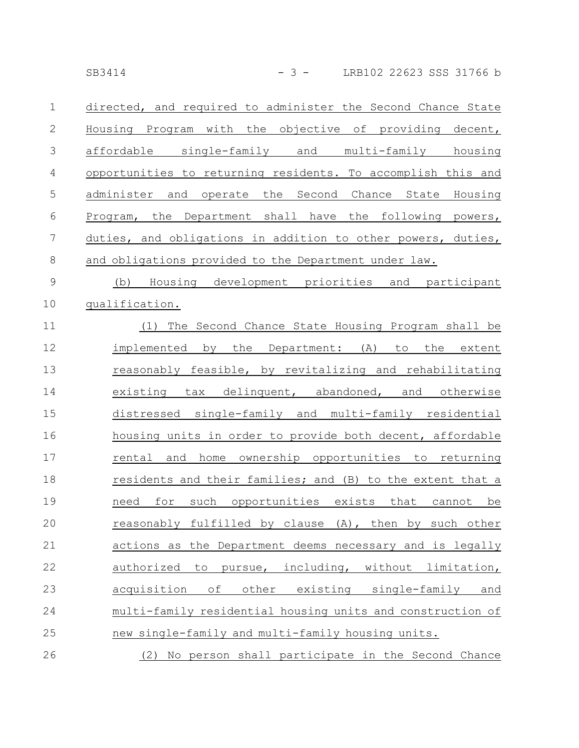directed, and required to administer the Second Chance State Housing Program with the objective of providing decent, affordable single-family and multi-family housing opportunities to returning residents. To accomplish this and administer and operate the Second Chance State Housing Program, the Department shall have the following powers, duties, and obligations in addition to other powers, duties, and obligations provided to the Department under law.

(b) Housing development priorities and participant qualification.

(1) The Second Chance State Housing Program shall be implemented by the Department: (A) to the extent reasonably feasible, by revitalizing and rehabilitating existing tax delinquent, abandoned, and otherwise distressed single-family and multi-family residential housing units in order to provide both decent, affordable rental and home ownership opportunities to returning residents and their families; and (B) to the extent that a need for such opportunities exists that cannot be reasonably fulfilled by clause (A), then by such other actions as the Department deems necessary and is legally authorized to pursue, including, without limitation, acquisition of other existing single-family and multi-family residential housing units and construction of new single-family and multi-family housing units.

(2) No person shall participate in the Second Chance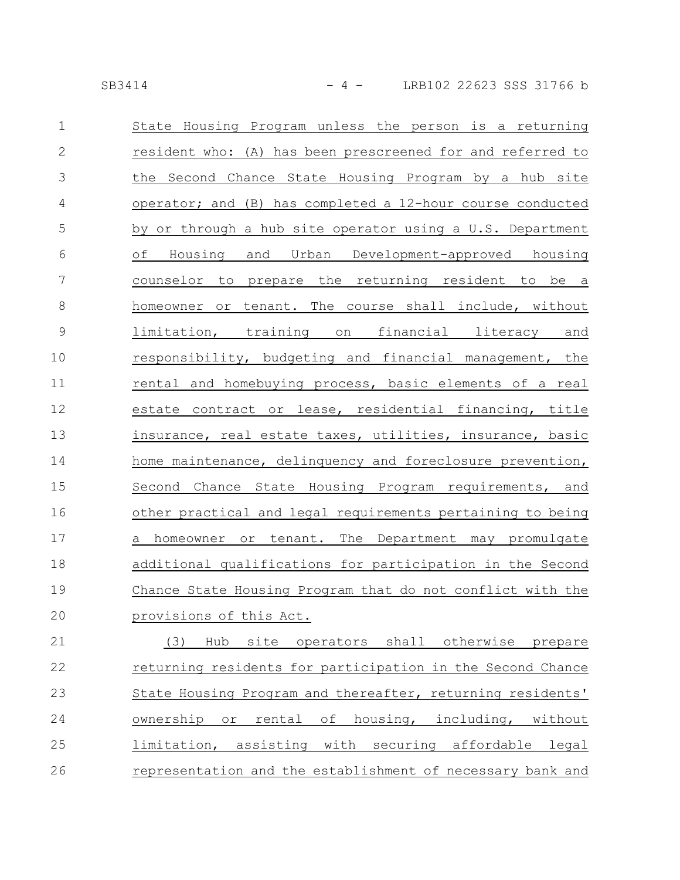State Housing Program unless the person is a returning resident who: (A) has been prescreened for and referred to the Second Chance State Housing Program by a hub site operator; and (B) has completed a 12-hour course conducted by or through a hub site operator using a U.S. Department of Housing and Urban Development-approved housing counselor to prepare the returning resident to be a homeowner or tenant. The course shall include, without limitation, training on financial literacy and responsibility, budgeting and financial management, the rental and homebuying process, basic elements of a real estate contract or lease, residential financing, title insurance, real estate taxes, utilities, insurance, basic home maintenance, delinquency and foreclosure prevention, Second Chance State Housing Program requirements, and other practical and legal requirements pertaining to being a homeowner or tenant. The Department may promulgate additional qualifications for participation in the Second Chance State Housing Program that do not conflict with the provisions of this Act.

(3) Hub site operators shall otherwise prepare returning residents for participation in the Second Chance State Housing Program and thereafter, returning residents' ownership or rental of housing, including, without limitation, assisting with securing affordable legal representation and the establishment of necessary bank and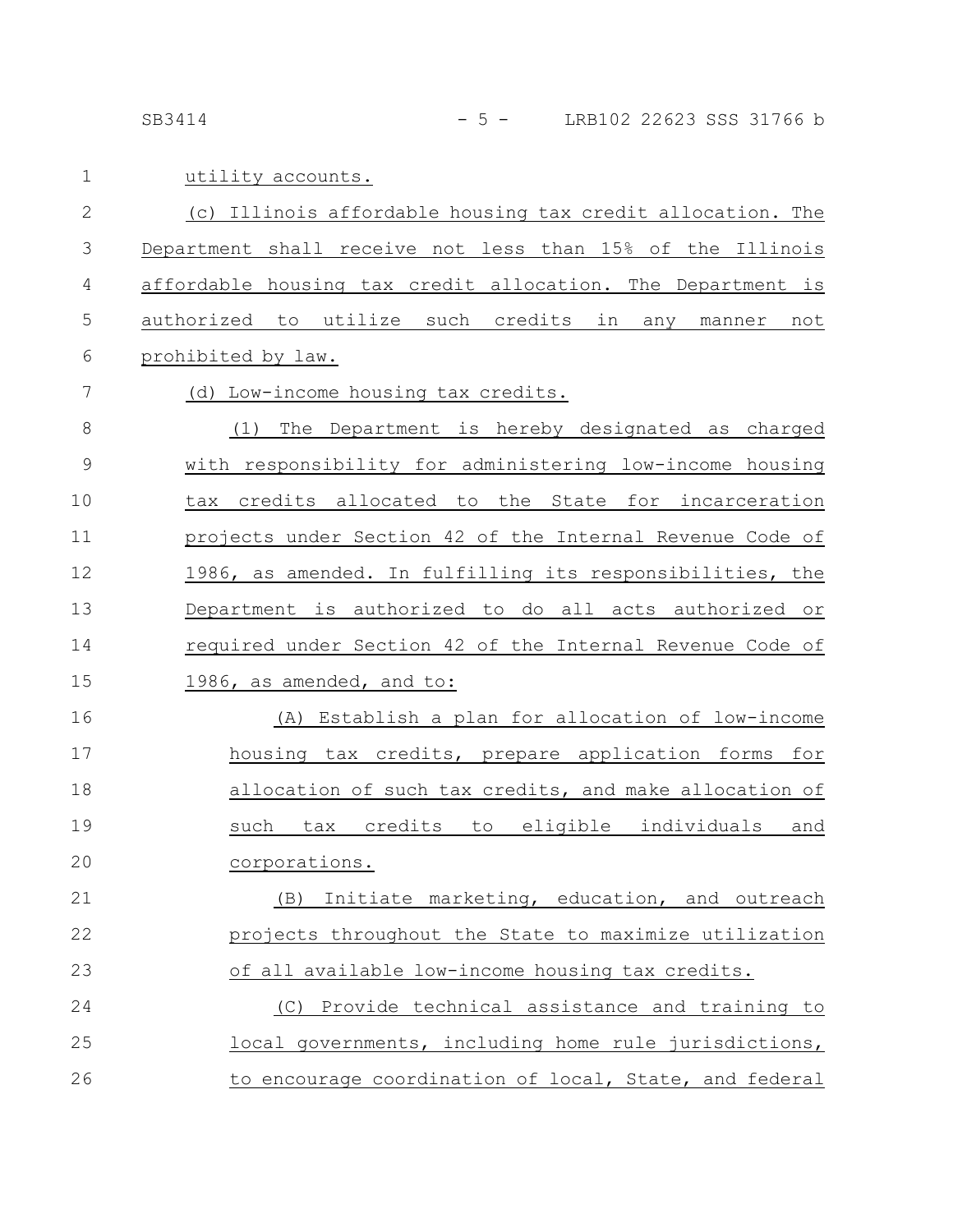utility accounts.

(c) Illinois affordable housing tax credit allocation. The Department shall receive not less than 15% of the Illinois affordable housing tax credit allocation. The Department is authorized to utilize such credits in any manner not prohibited by law.

(d) Low-income housing tax credits.

(1) The Department is hereby designated as charged with responsibility for administering low-income housing tax credits allocated to the State for incarceration projects under Section 42 of the Internal Revenue Code of 1986, as amended. In fulfilling its responsibilities, the Department is authorized to do all acts authorized or required under Section 42 of the Internal Revenue Code of 1986, as amended, and to:

(A) Establish a plan for allocation of low-income housing tax credits, prepare application forms for allocation of such tax credits, and make allocation of such tax credits to eligible individuals and corporations.

(B) Initiate marketing, education, and outreach projects throughout the State to maximize utilization of all available low-income housing tax credits.

(C) Provide technical assistance and training to local governments, including home rule jurisdictions, to encourage coordination of local, State, and federal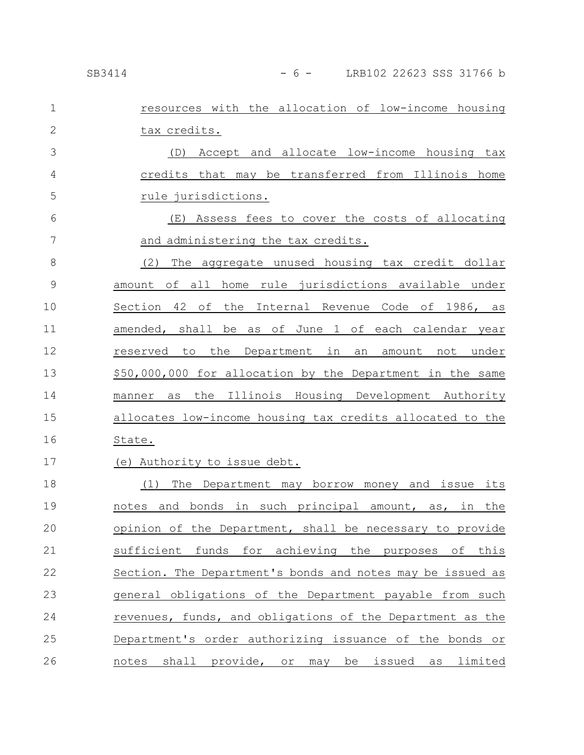resources with the allocation of low-income housing tax credits.

(D) Accept and allocate low-income housing tax credits that may be transferred from Illinois home rule jurisdictions.

(E) Assess fees to cover the costs of allocating and administering the tax credits.

(2) The aggregate unused housing tax credit dollar amount of all home rule jurisdictions available under Section 42 of the Internal Revenue Code of 1986, as amended, shall be as of June 1 of each calendar year reserved to the Department in an amount not under $50,000,000 for allocation by the Department in the same manner as the Illinois Housing Development Authority allocates low-income housing tax credits allocated to the State.

(e) Authority to issue debt.

(1) The Department may borrow money and issue its notes and bonds in such principal amount, as, in the opinion of the Department, shall be necessary to provide sufficient funds for achieving the purposes of this Section. The Department's bonds and notes may be issued as general obligations of the Department payable from such revenues, funds, and obligations of the Department as the Department's order authorizing issuance of the bonds or notes shall provide, or may be issued as limited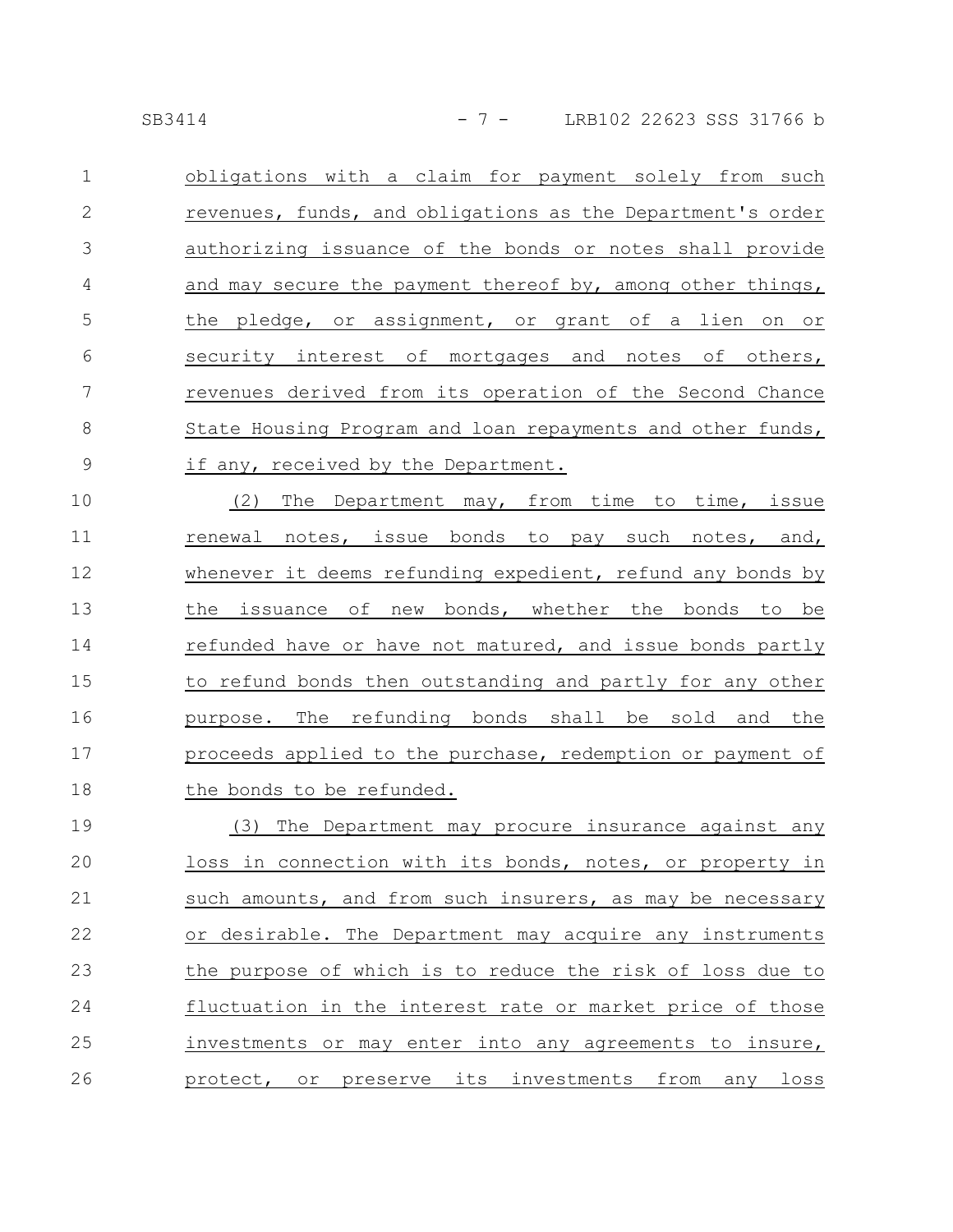obligations with a claim for payment solely from such revenues, funds, and obligations as the Department's order authorizing issuance of the bonds or notes shall provide and may secure the payment thereof by, among other things, the pledge, or assignment, or grant of a lien on or security interest of mortgages and notes of others, revenues derived from its operation of the Second Chance State Housing Program and loan repayments and other funds, if any, received by the Department.

(2) The Department may, from time to time, issue renewal notes, issue bonds to pay such notes, and, whenever it deems refunding expedient, refund any bonds by the issuance of new bonds, whether the bonds to be refunded have or have not matured, and issue bonds partly to refund bonds then outstanding and partly for any other purpose. The refunding bonds shall be sold and the proceeds applied to the purchase, redemption or payment of the bonds to be refunded.

(3) The Department may procure insurance against any loss in connection with its bonds, notes, or property in such amounts, and from such insurers, as may be necessary or desirable. The Department may acquire any instruments the purpose of which is to reduce the risk of loss due to fluctuation in the interest rate or market price of those investments or may enter into any agreements to insure, protect, or preserve its investments from any loss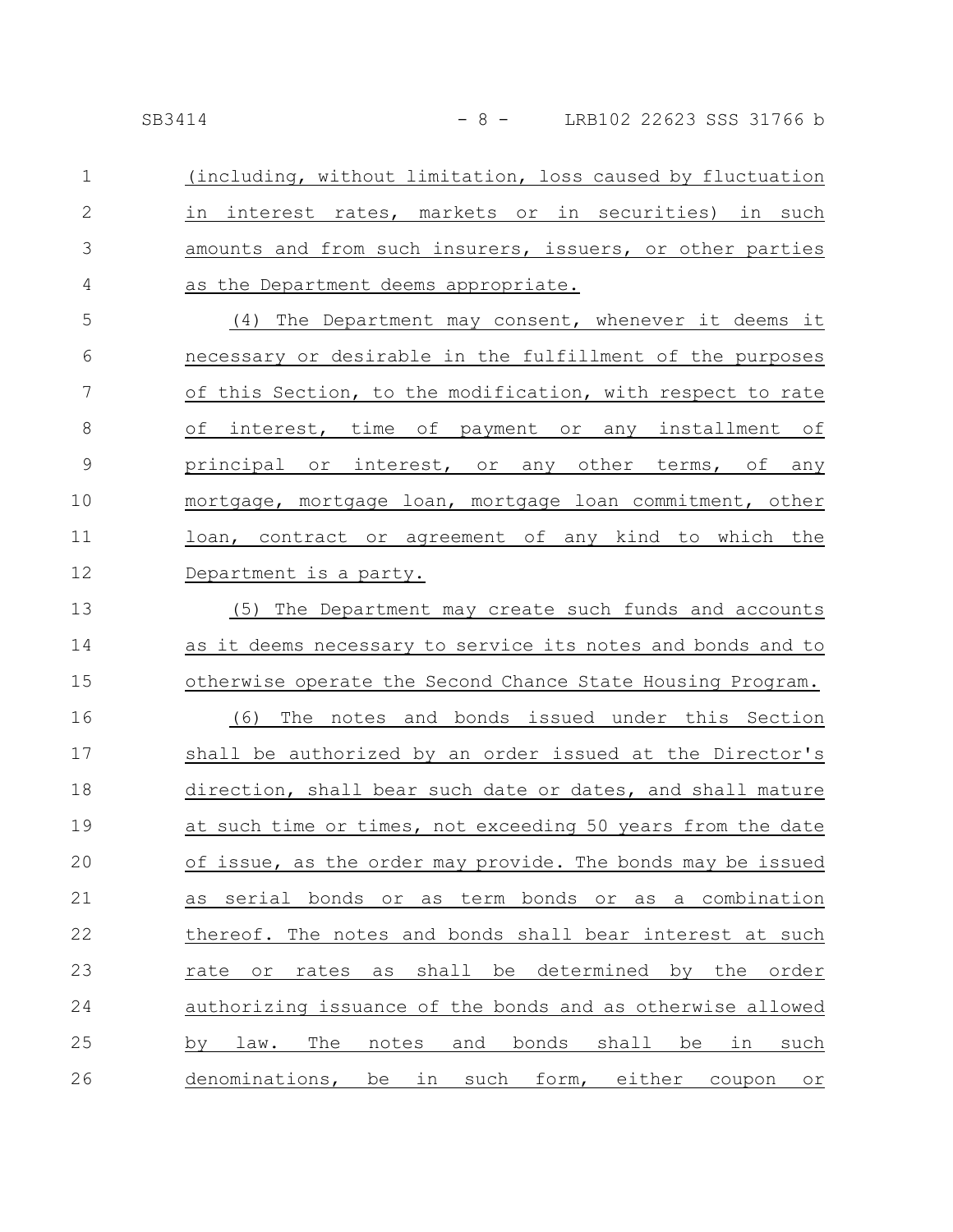(including, without limitation, loss caused by fluctuation in interest rates, markets or in securities) in such amounts and from such insurers, issuers, or other parties as the Department deems appropriate.

(4) The Department may consent, whenever it deems it necessary or desirable in the fulfillment of the purposes of this Section, to the modification, with respect to rate of interest, time of payment or any installment of principal or interest, or any other terms, of any mortgage, mortgage loan, mortgage loan commitment, other loan, contract or agreement of any kind to which the Department is a party.

(5) The Department may create such funds and accounts as it deems necessary to service its notes and bonds and to otherwise operate the Second Chance State Housing Program.

(6) The notes and bonds issued under this Section shall be authorized by an order issued at the Director's direction, shall bear such date or dates, and shall mature at such time or times, not exceeding 50 years from the date of issue, as the order may provide. The bonds may be issued as serial bonds or as term bonds or as a combination thereof. The notes and bonds shall bear interest at such rate or rates as shall be determined by the order authorizing issuance of the bonds and as otherwise allowed by law. The notes and bonds shall be in such denominations, be in such form, either coupon or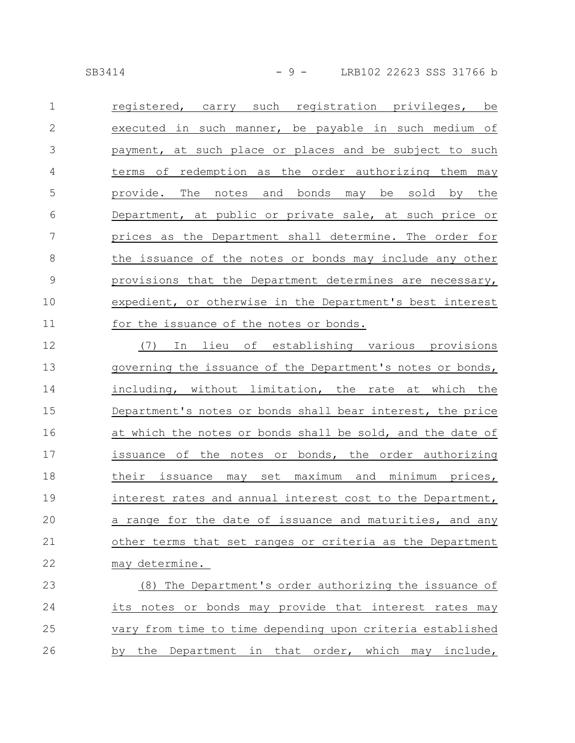registered, carry such registration privileges, be executed in such manner, be payable in such medium of payment, at such place or places and be subject to such terms of redemption as the order authorizing them may provide. The notes and bonds may be sold by the Department, at public or private sale, at such price or prices as the Department shall determine. The order for the issuance of the notes or bonds may include any other provisions that the Department determines are necessary, expedient, or otherwise in the Department's best interest for the issuance of the notes or bonds.

(7) In lieu of establishing various provisions governing the issuance of the Department's notes or bonds, including, without limitation, the rate at which the Department's notes or bonds shall bear interest, the price at which the notes or bonds shall be sold, and the date of issuance of the notes or bonds, the order authorizing their issuance may set maximum and minimum prices, interest rates and annual interest cost to the Department, a range for the date of issuance and maturities, and any other terms that set ranges or criteria as the Department may determine.

(8) The Department's order authorizing the issuance of its notes or bonds may provide that interest rates may vary from time to time depending upon criteria established by the Department in that order, which may include,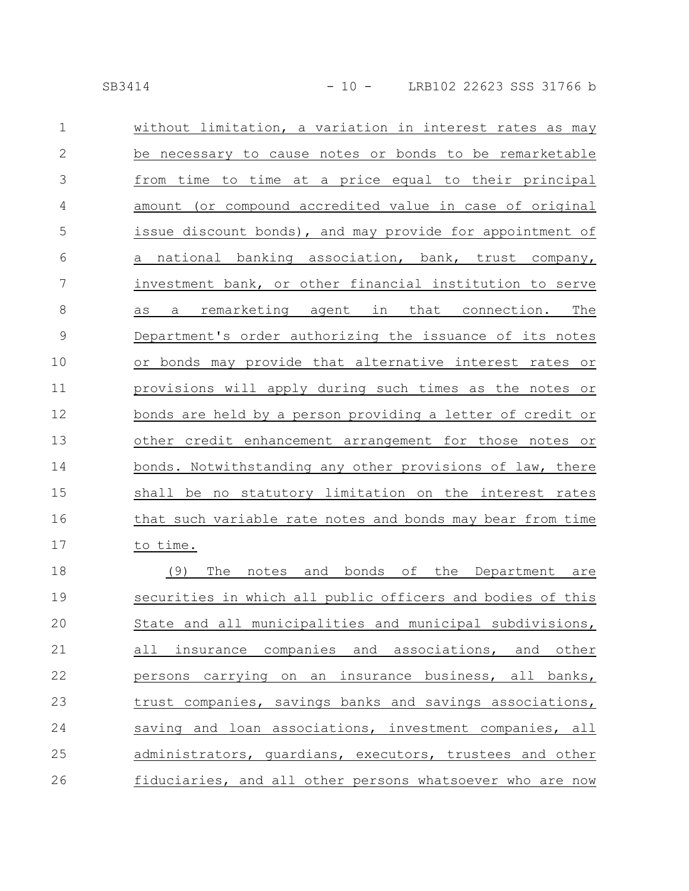without limitation, a variation in interest rates as may be necessary to cause notes or bonds to be remarketable from time to time at a price equal to their principal amount (or compound accredited value in case of original issue discount bonds), and may provide for appointment of a national banking association, bank, trust company, investment bank, or other financial institution to serve as a remarketing agent in that connection. The Department's order authorizing the issuance of its notes or bonds may provide that alternative interest rates or provisions will apply during such times as the notes or bonds are held by a person providing a letter of credit or other credit enhancement arrangement for those notes or bonds. Notwithstanding any other provisions of law, there shall be no statutory limitation on the interest rates that such variable rate notes and bonds may bear from time to time.

(9) The notes and bonds of the Department are securities in which all public officers and bodies of this State and all municipalities and municipal subdivisions, all insurance companies and associations, and other persons carrying on an insurance business, all banks, trust companies, savings banks and savings associations, saving and loan associations, investment companies, all administrators, guardians, executors, trustees and other fiduciaries, and all other persons whatsoever who are now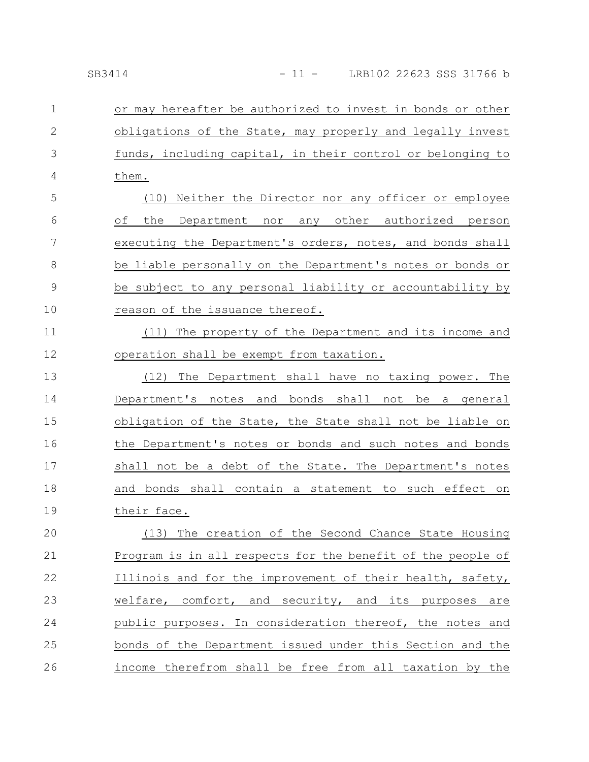or may hereafter be authorized to invest in bonds or other obligations of the State, may properly and legally invest funds, including capital, in their control or belonging to them.

(10) Neither the Director nor any officer or employee of the Department nor any other authorized person executing the Department's orders, notes, and bonds shall be liable personally on the Department's notes or bonds or be subject to any personal liability or accountability by reason of the issuance thereof.

(11) The property of the Department and its income and operation shall be exempt from taxation.

(12) The Department shall have no taxing power. The Department's notes and bonds shall not be a general obligation of the State, the State shall not be liable on the Department's notes or bonds and such notes and bonds shall not be a debt of the State. The Department's notes and bonds shall contain a statement to such effect on their face.

(13) The creation of the Second Chance State Housing Program is in all respects for the benefit of the people of Illinois and for the improvement of their health, safety, welfare, comfort, and security, and its purposes are public purposes. In consideration thereof, the notes and bonds of the Department issued under this Section and the income therefrom shall be free from all taxation by the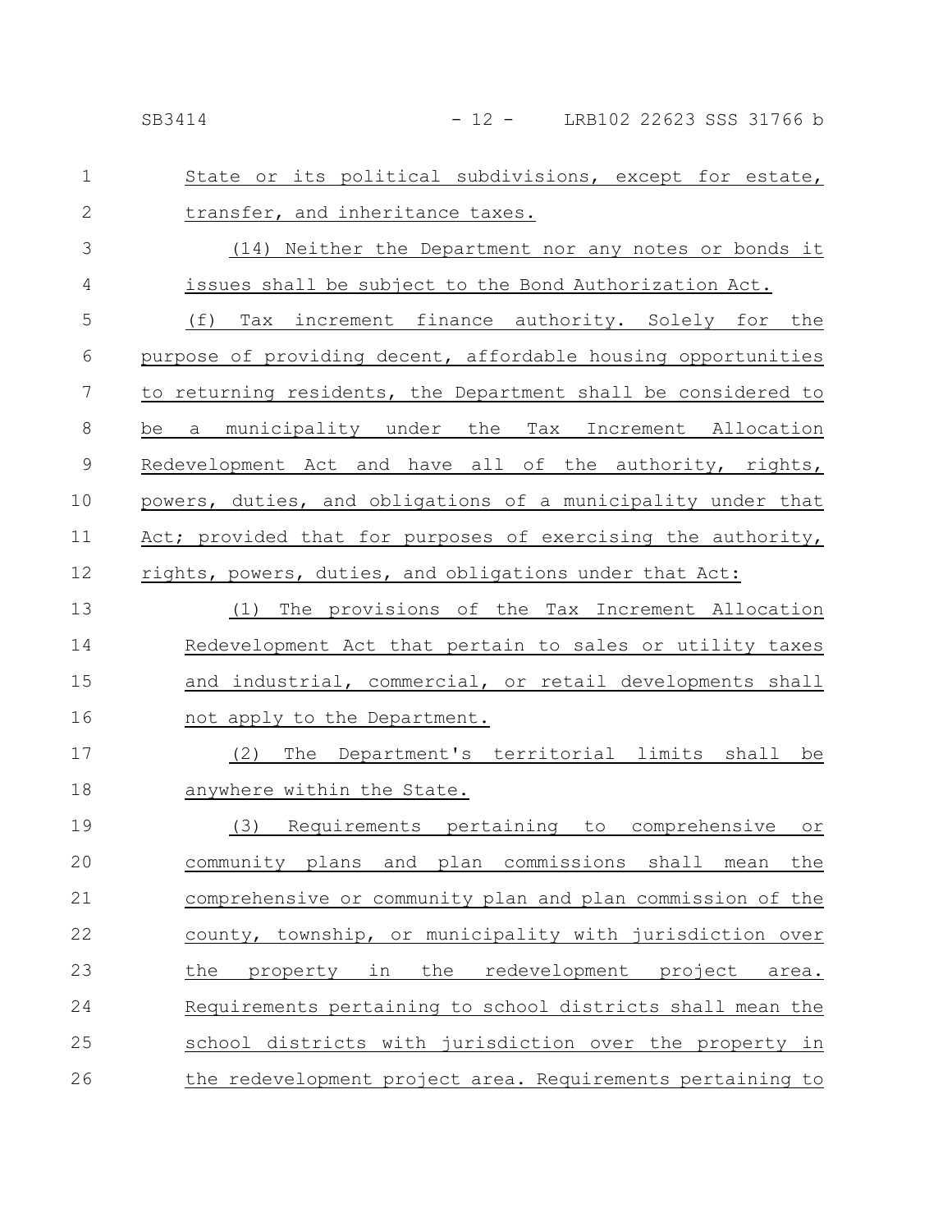State or its political subdivisions, except for estate, transfer, and inheritance taxes.

(14) Neither the Department nor any notes or bonds it issues shall be subject to the Bond Authorization Act.

(f) Tax increment finance authority. Solely for the purpose of providing decent, affordable housing opportunities to returning residents, the Department shall be considered to be a municipality under the Tax Increment Allocation Redevelopment Act and have all of the authority, rights, powers, duties, and obligations of a municipality under that Act; provided that for purposes of exercising the authority, rights, powers, duties, and obligations under that Act:

(1) The provisions of the Tax Increment Allocation Redevelopment Act that pertain to sales or utility taxes and industrial, commercial, or retail developments shall not apply to the Department.

(2) The Department's territorial limits shall be anywhere within the State.

(3) Requirements pertaining to comprehensive or community plans and plan commissions shall mean the comprehensive or community plan and plan commission of the county, township, or municipality with jurisdiction over the property in the redevelopment project area. Requirements pertaining to school districts shall mean the school districts with jurisdiction over the property in the redevelopment project area. Requirements pertaining to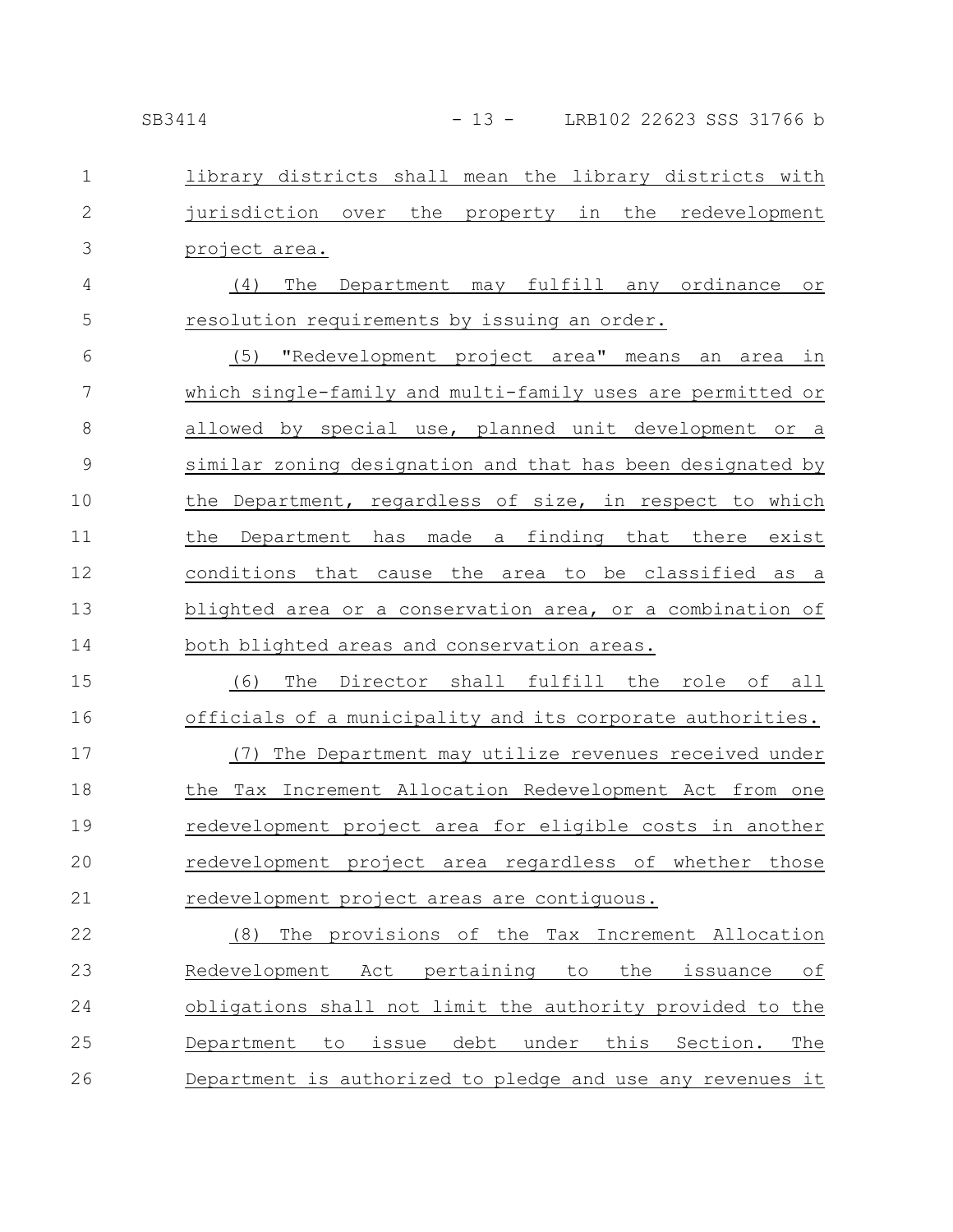library districts shall mean the library districts with jurisdiction over the property in the redevelopment project area.

(4) The Department may fulfill any ordinance or resolution requirements by issuing an order.

(5) "Redevelopment project area" means an area in which single-family and multi-family uses are permitted or allowed by special use, planned unit development or a similar zoning designation and that has been designated by the Department, regardless of size, in respect to which the Department has made a finding that there exist conditions that cause the area to be classified as a blighted area or a conservation area, or a combination of both blighted areas and conservation areas.

(6) The Director shall fulfill the role of all officials of a municipality and its corporate authorities.

(7) The Department may utilize revenues received under the Tax Increment Allocation Redevelopment Act from one redevelopment project area for eligible costs in another redevelopment project area regardless of whether those redevelopment project areas are contiguous.

(8) The provisions of the Tax Increment Allocation Redevelopment Act pertaining to the issuance of obligations shall not limit the authority provided to the Department to issue debt under this Section. The Department is authorized to pledge and use any revenues it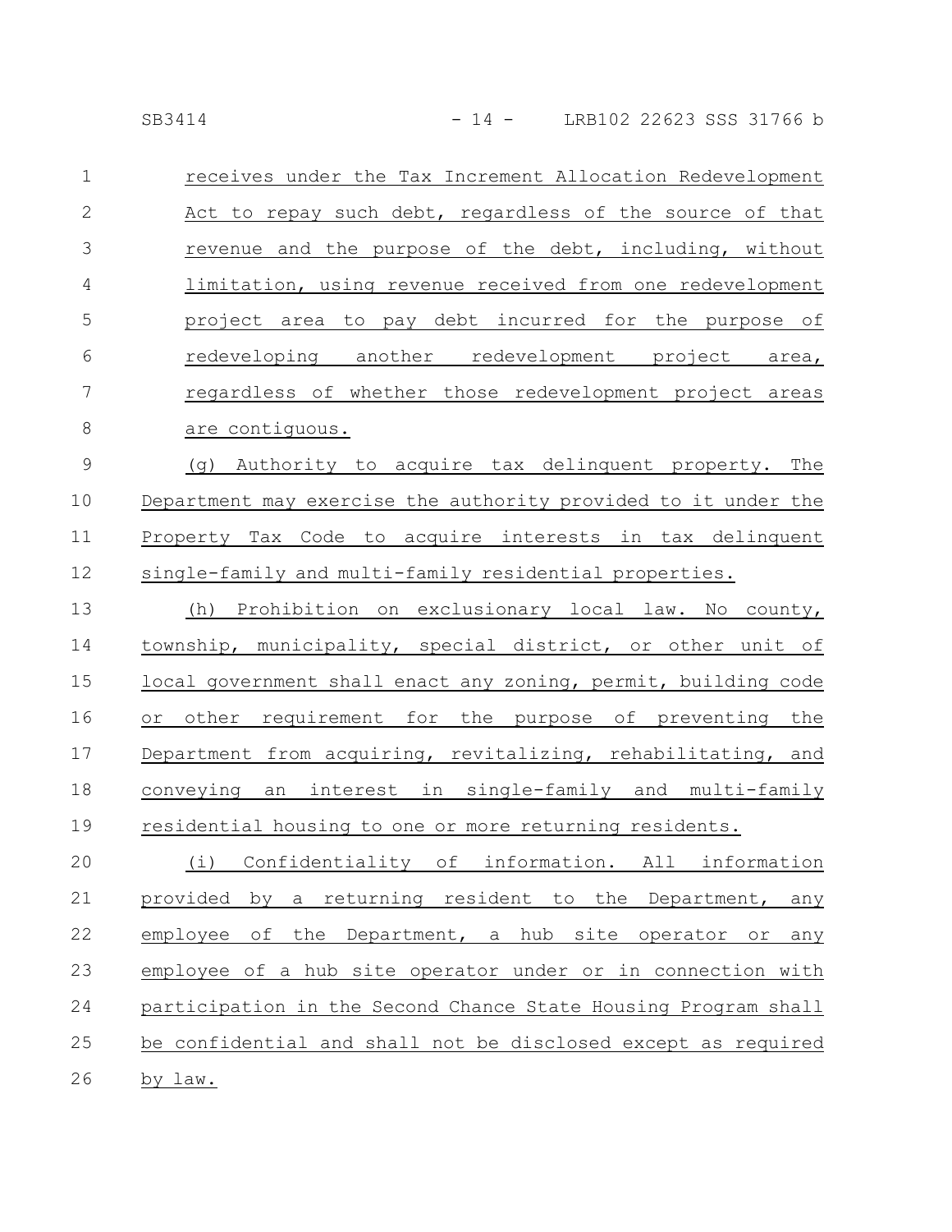receives under the Tax Increment Allocation Redevelopment Act to repay such debt, regardless of the source of that revenue and the purpose of the debt, including, without limitation, using revenue received from one redevelopment project area to pay debt incurred for the purpose of redeveloping another redevelopment project area, regardless of whether those redevelopment project areas are contiguous.

(g) Authority to acquire tax delinquent property. The Department may exercise the authority provided to it under the Property Tax Code to acquire interests in tax delinquent single-family and multi-family residential properties.

(h) Prohibition on exclusionary local law. No county, township, municipality, special district, or other unit of local government shall enact any zoning, permit, building code or other requirement for the purpose of preventing the Department from acquiring, revitalizing, rehabilitating, and conveying an interest in single-family and multi-family residential housing to one or more returning residents.

(i) Confidentiality of information. All information provided by a returning resident to the Department, any employee of the Department, a hub site operator or any employee of a hub site operator under or in connection with participation in the Second Chance State Housing Program shall be confidential and shall not be disclosed except as required by law.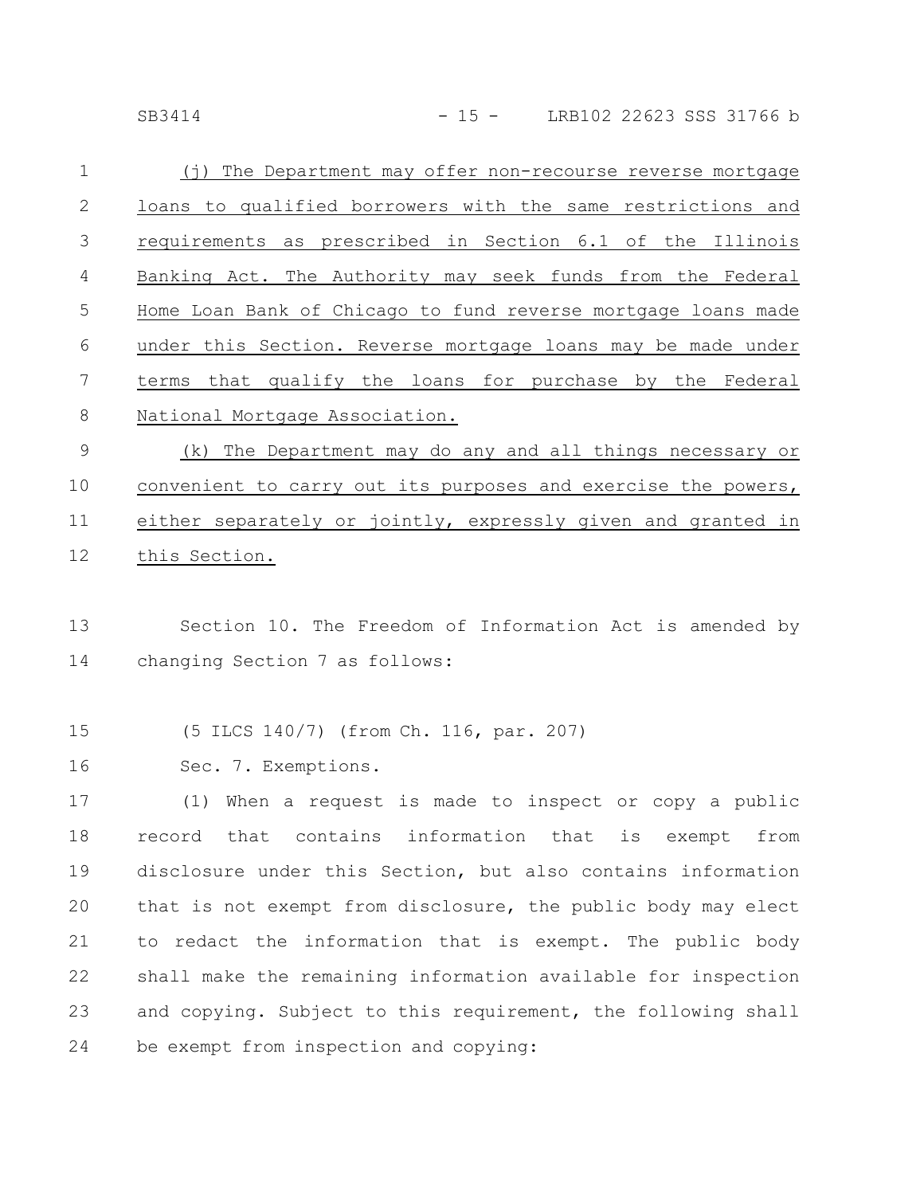(j) The Department may offer non-recourse reverse mortgage loans to qualified borrowers with the same restrictions and requirements as prescribed in Section 6.1 of the Illinois Banking Act. The Authority may seek funds from the Federal Home Loan Bank of Chicago to fund reverse mortgage loans made under this Section. Reverse mortgage loans may be made under terms that qualify the loans for purchase by the Federal National Mortgage Association.

(k) The Department may do any and all things necessary or convenient to carry out its purposes and exercise the powers, either separately or jointly, expressly given and granted in this Section.

Section 10. The Freedom of Information Act is amended by changing Section 7 as follows:

(5 ILCS 140/7) (from Ch. 116, par. 207)

Sec. 7. Exemptions.

(1) When a request is made to inspect or copy a public record that contains information that is exempt from disclosure under this Section, but also contains information that is not exempt from disclosure, the public body may elect to redact the information that is exempt. The public body shall make the remaining information available for inspection and copying. Subject to this requirement, the following shall be exempt from inspection and copying: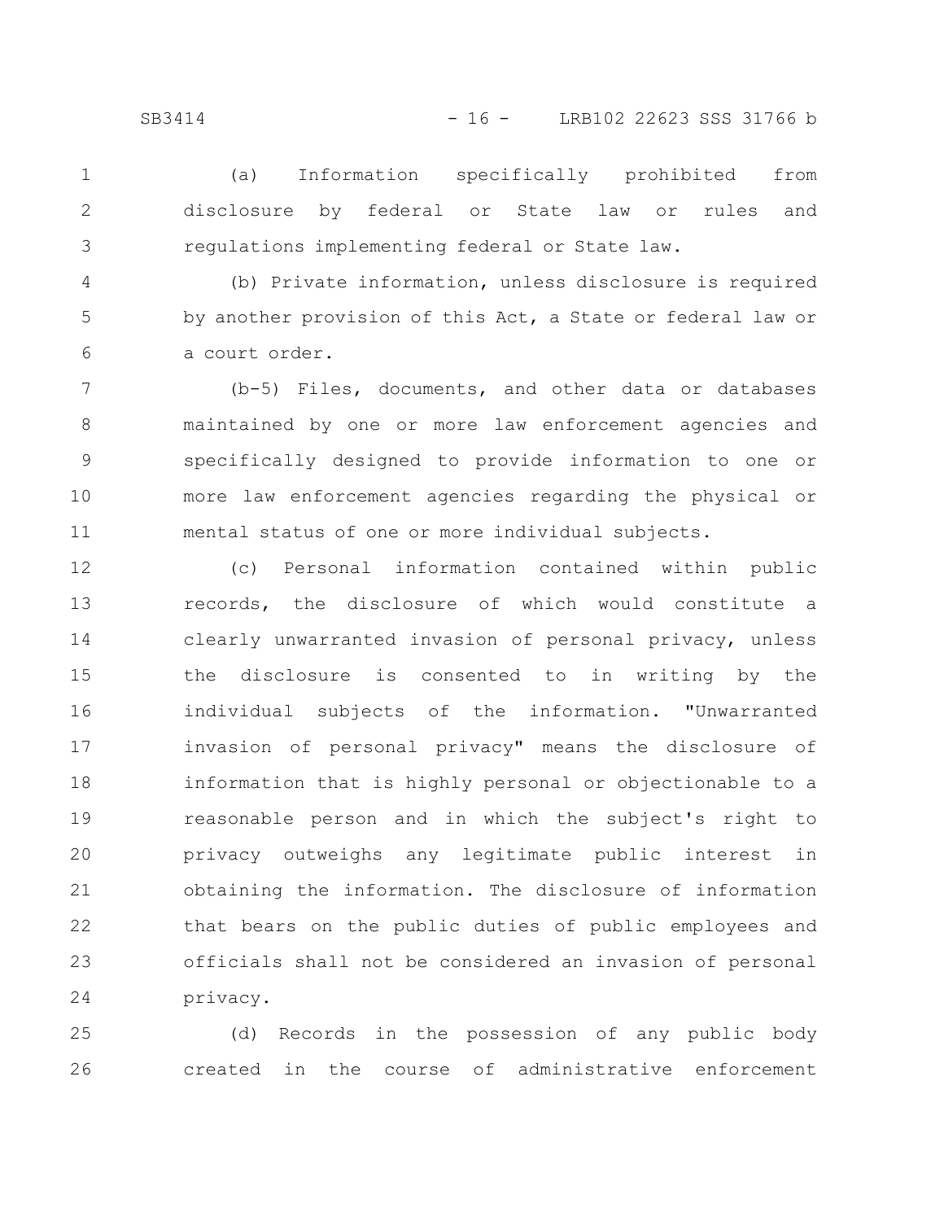(a) Information specifically prohibited from disclosure by federal or State law or rules and regulations implementing federal or State law.

(b) Private information, unless disclosure is required by another provision of this Act, a State or federal law or a court order.

(b-5) Files, documents, and other data or databases maintained by one or more law enforcement agencies and specifically designed to provide information to one or more law enforcement agencies regarding the physical or mental status of one or more individual subjects.

(c) Personal information contained within public records, the disclosure of which would constitute a clearly unwarranted invasion of personal privacy, unless the disclosure is consented to in writing by the individual subjects of the information. "Unwarranted invasion of personal privacy" means the disclosure of information that is highly personal or objectionable to a reasonable person and in which the subject's right to privacy outweighs any legitimate public interest in obtaining the information. The disclosure of information that bears on the public duties of public employees and officials shall not be considered an invasion of personal privacy.

(d) Records in the possession of any public body created in the course of administrative enforcement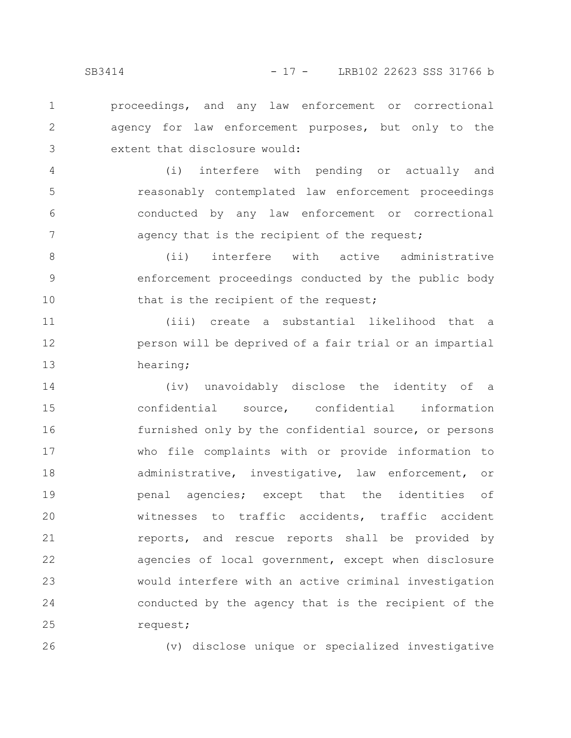proceedings, and any law enforcement or correctional agency for law enforcement purposes, but only to the extent that disclosure would:

(i) interfere with pending or actually and reasonably contemplated law enforcement proceedings conducted by any law enforcement or correctional agency that is the recipient of the request;

(ii) interfere with active administrative enforcement proceedings conducted by the public body that is the recipient of the request;

(iii) create a substantial likelihood that a person will be deprived of a fair trial or an impartial hearing;

(iv) unavoidably disclose the identity of a confidential source, confidential information furnished only by the confidential source, or persons who file complaints with or provide information to administrative, investigative, law enforcement, or penal agencies; except that the identities of witnesses to traffic accidents, traffic accident reports, and rescue reports shall be provided by agencies of local government, except when disclosure would interfere with an active criminal investigation conducted by the agency that is the recipient of the request;

(v) disclose unique or specialized investigative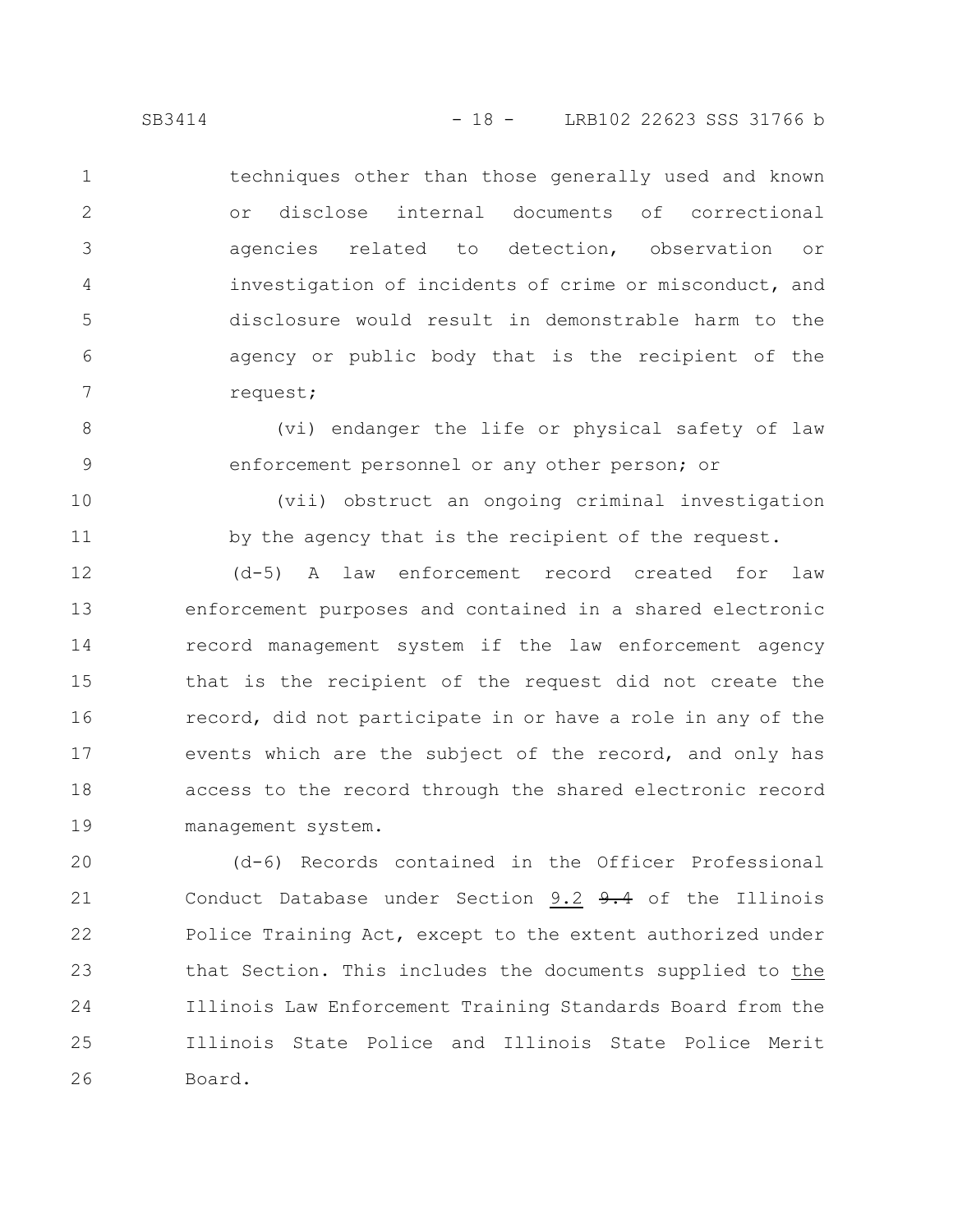techniques other than those generally used and known or disclose internal documents of correctional agencies related to detection, observation or investigation of incidents of crime or misconduct, and disclosure would result in demonstrable harm to the agency or public body that is the recipient of the request;

(vi) endanger the life or physical safety of law enforcement personnel or any other person; or

(vii) obstruct an ongoing criminal investigation by the agency that is the recipient of the request.

(d-5) A law enforcement record created for law enforcement purposes and contained in a shared electronic record management system if the law enforcement agency that is the recipient of the request did not create the record, did not participate in or have a role in any of the events which are the subject of the record, and only has access to the record through the shared electronic record management system.

(d-6) Records contained in the Officer Professional Conduct Database under Section <u>9.2</u> ~~9.4~~ of the Illinois Police Training Act, except to the extent authorized under that Section. This includes the documents supplied to <u>the</u> Illinois Law Enforcement Training Standards Board from the Illinois State Police and Illinois State Police Merit Board.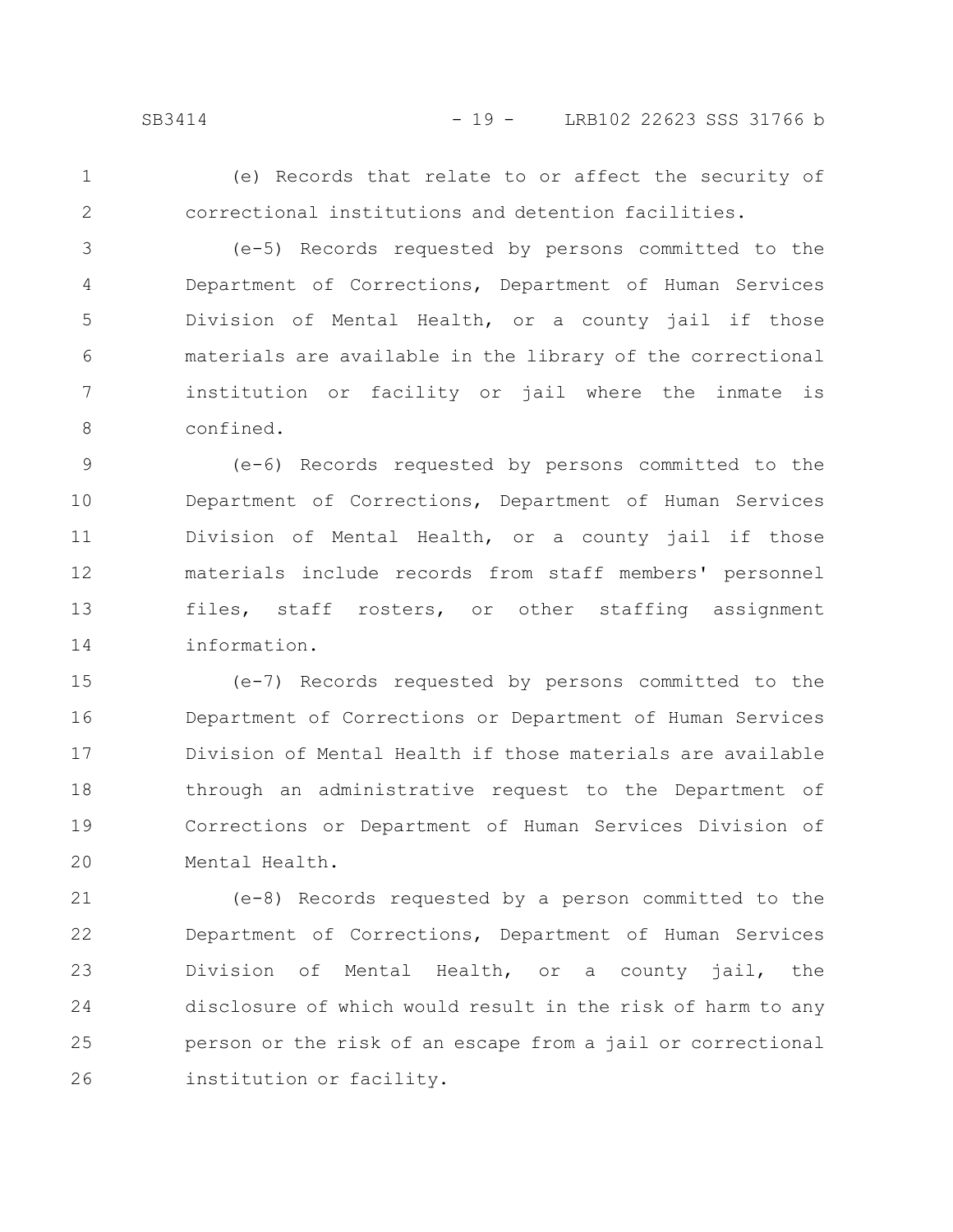(e) Records that relate to or affect the security of correctional institutions and detention facilities.

(e-5) Records requested by persons committed to the Department of Corrections, Department of Human Services Division of Mental Health, or a county jail if those materials are available in the library of the correctional institution or facility or jail where the inmate is confined.

(e-6) Records requested by persons committed to the Department of Corrections, Department of Human Services Division of Mental Health, or a county jail if those materials include records from staff members' personnel files, staff rosters, or other staffing assignment information.

(e-7) Records requested by persons committed to the Department of Corrections or Department of Human Services Division of Mental Health if those materials are available through an administrative request to the Department of Corrections or Department of Human Services Division of Mental Health.

(e-8) Records requested by a person committed to the Department of Corrections, Department of Human Services Division of Mental Health, or a county jail, the disclosure of which would result in the risk of harm to any person or the risk of an escape from a jail or correctional institution or facility.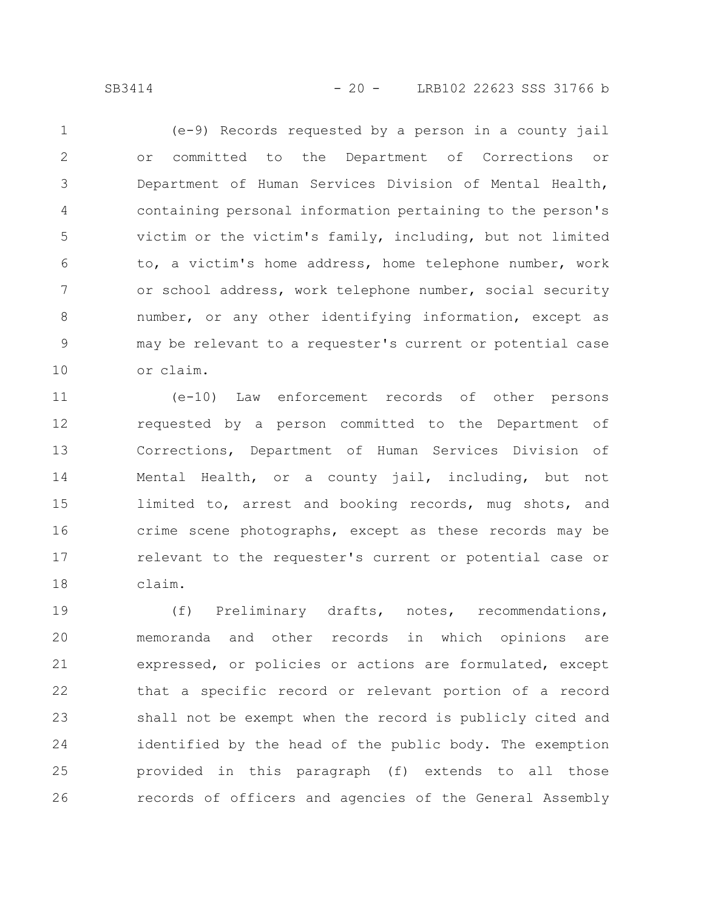(e-9) Records requested by a person in a county jail or committed to the Department of Corrections or Department of Human Services Division of Mental Health, containing personal information pertaining to the person's victim or the victim's family, including, but not limited to, a victim's home address, home telephone number, work or school address, work telephone number, social security number, or any other identifying information, except as may be relevant to a requester's current or potential case or claim.

(e-10) Law enforcement records of other persons requested by a person committed to the Department of Corrections, Department of Human Services Division of Mental Health, or a county jail, including, but not limited to, arrest and booking records, mug shots, and crime scene photographs, except as these records may be relevant to the requester's current or potential case or claim.

(f) Preliminary drafts, notes, recommendations, memoranda and other records in which opinions are expressed, or policies or actions are formulated, except that a specific record or relevant portion of a record shall not be exempt when the record is publicly cited and identified by the head of the public body. The exemption provided in this paragraph (f) extends to all those records of officers and agencies of the General Assembly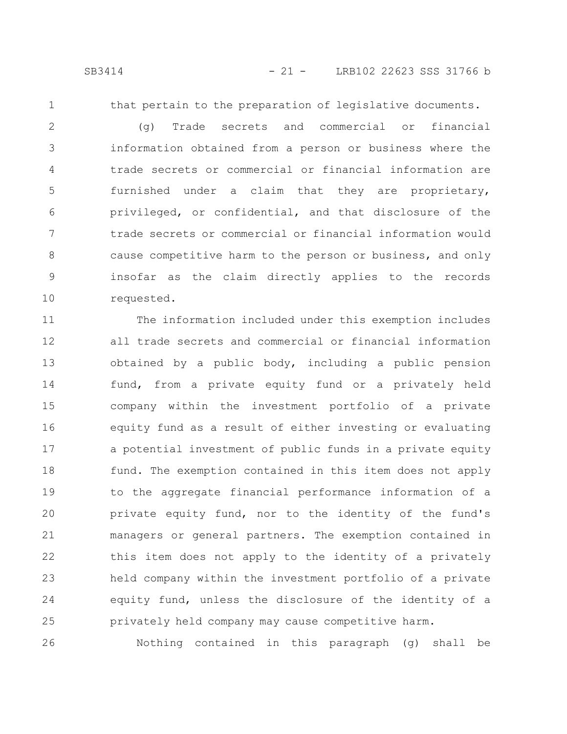that pertain to the preparation of legislative documents.

(g) Trade secrets and commercial or financial information obtained from a person or business where the trade secrets or commercial or financial information are furnished under a claim that they are proprietary, privileged, or confidential, and that disclosure of the trade secrets or commercial or financial information would cause competitive harm to the person or business, and only insofar as the claim directly applies to the records requested.

The information included under this exemption includes all trade secrets and commercial or financial information obtained by a public body, including a public pension fund, from a private equity fund or a privately held company within the investment portfolio of a private equity fund as a result of either investing or evaluating a potential investment of public funds in a private equity fund. The exemption contained in this item does not apply to the aggregate financial performance information of a private equity fund, nor to the identity of the fund's managers or general partners. The exemption contained in this item does not apply to the identity of a privately held company within the investment portfolio of a private equity fund, unless the disclosure of the identity of a privately held company may cause competitive harm.

Nothing contained in this paragraph (g) shall be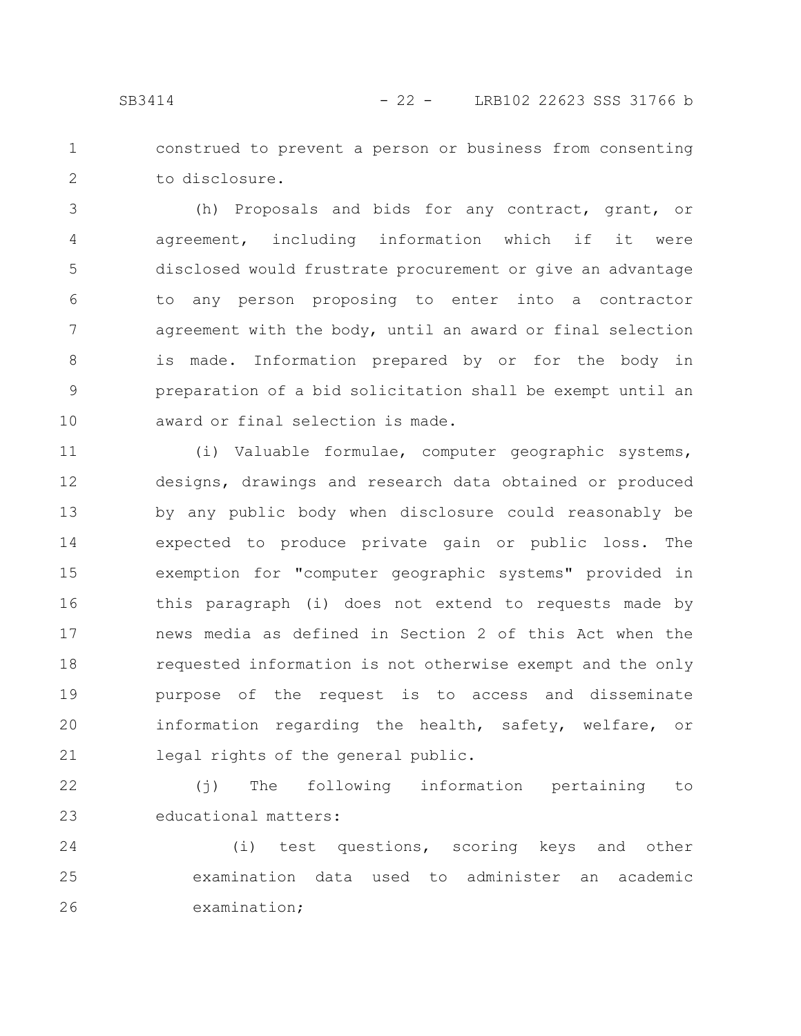construed to prevent a person or business from consenting to disclosure.

(h) Proposals and bids for any contract, grant, or agreement, including information which if it were disclosed would frustrate procurement or give an advantage to any person proposing to enter into a contractor agreement with the body, until an award or final selection is made. Information prepared by or for the body in preparation of a bid solicitation shall be exempt until an award or final selection is made.

(i) Valuable formulae, computer geographic systems, designs, drawings and research data obtained or produced by any public body when disclosure could reasonably be expected to produce private gain or public loss. The exemption for "computer geographic systems" provided in this paragraph (i) does not extend to requests made by news media as defined in Section 2 of this Act when the requested information is not otherwise exempt and the only purpose of the request is to access and disseminate information regarding the health, safety, welfare, or legal rights of the general public.

(j) The following information pertaining to educational matters:

(i) test questions, scoring keys and other examination data used to administer an academic examination;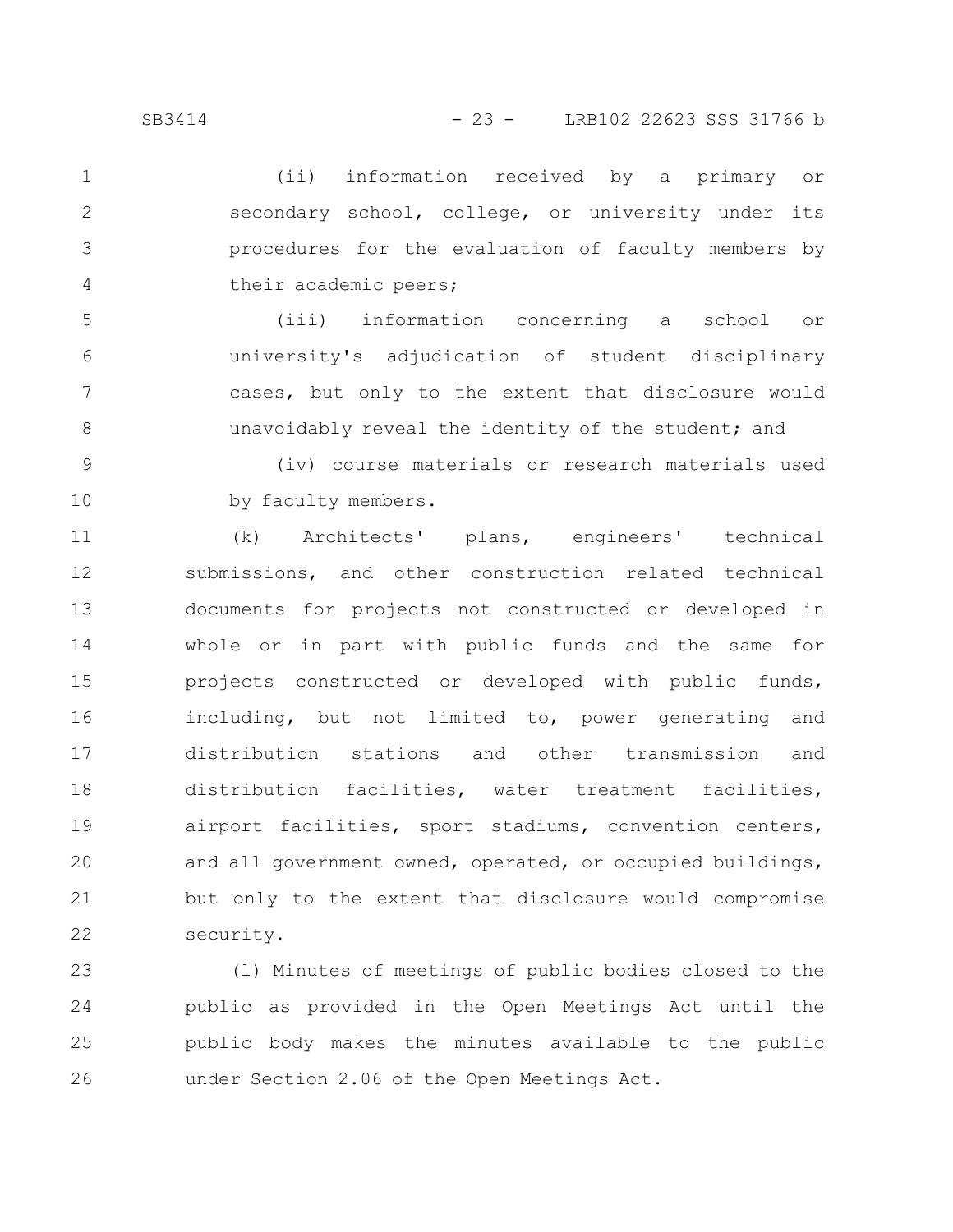(ii) information received by a primary or secondary school, college, or university under its procedures for the evaluation of faculty members by their academic peers;

(iii) information concerning a school or university's adjudication of student disciplinary cases, but only to the extent that disclosure would unavoidably reveal the identity of the student; and

(iv) course materials or research materials used by faculty members.

(k) Architects' plans, engineers' technical submissions, and other construction related technical documents for projects not constructed or developed in whole or in part with public funds and the same for projects constructed or developed with public funds, including, but not limited to, power generating and distribution stations and other transmission and distribution facilities, water treatment facilities, airport facilities, sport stadiums, convention centers, and all government owned, operated, or occupied buildings, but only to the extent that disclosure would compromise security.

(l) Minutes of meetings of public bodies closed to the public as provided in the Open Meetings Act until the public body makes the minutes available to the public under Section 2.06 of the Open Meetings Act.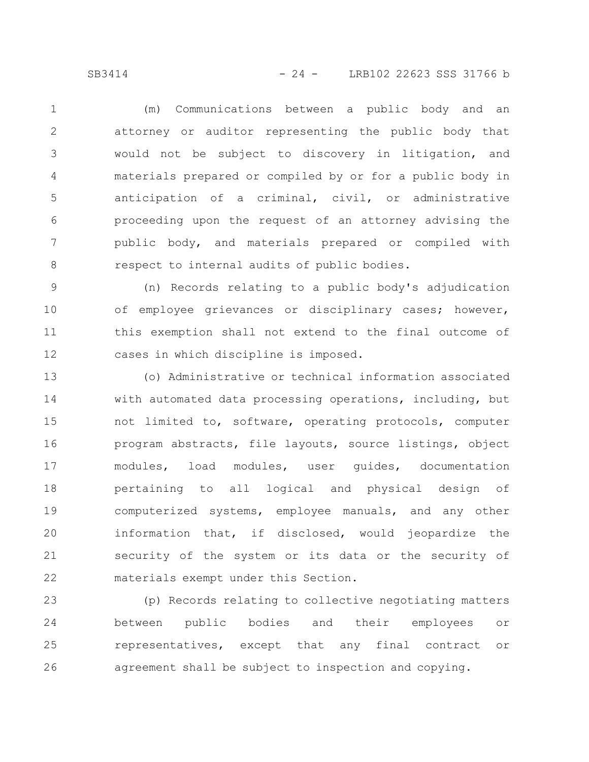(m) Communications between a public body and an attorney or auditor representing the public body that would not be subject to discovery in litigation, and materials prepared or compiled by or for a public body in anticipation of a criminal, civil, or administrative proceeding upon the request of an attorney advising the public body, and materials prepared or compiled with respect to internal audits of public bodies.

(n) Records relating to a public body's adjudication of employee grievances or disciplinary cases; however, this exemption shall not extend to the final outcome of cases in which discipline is imposed.

(o) Administrative or technical information associated with automated data processing operations, including, but not limited to, software, operating protocols, computer program abstracts, file layouts, source listings, object modules, load modules, user guides, documentation pertaining to all logical and physical design of computerized systems, employee manuals, and any other information that, if disclosed, would jeopardize the security of the system or its data or the security of materials exempt under this Section.

(p) Records relating to collective negotiating matters between public bodies and their employees or representatives, except that any final contract or agreement shall be subject to inspection and copying.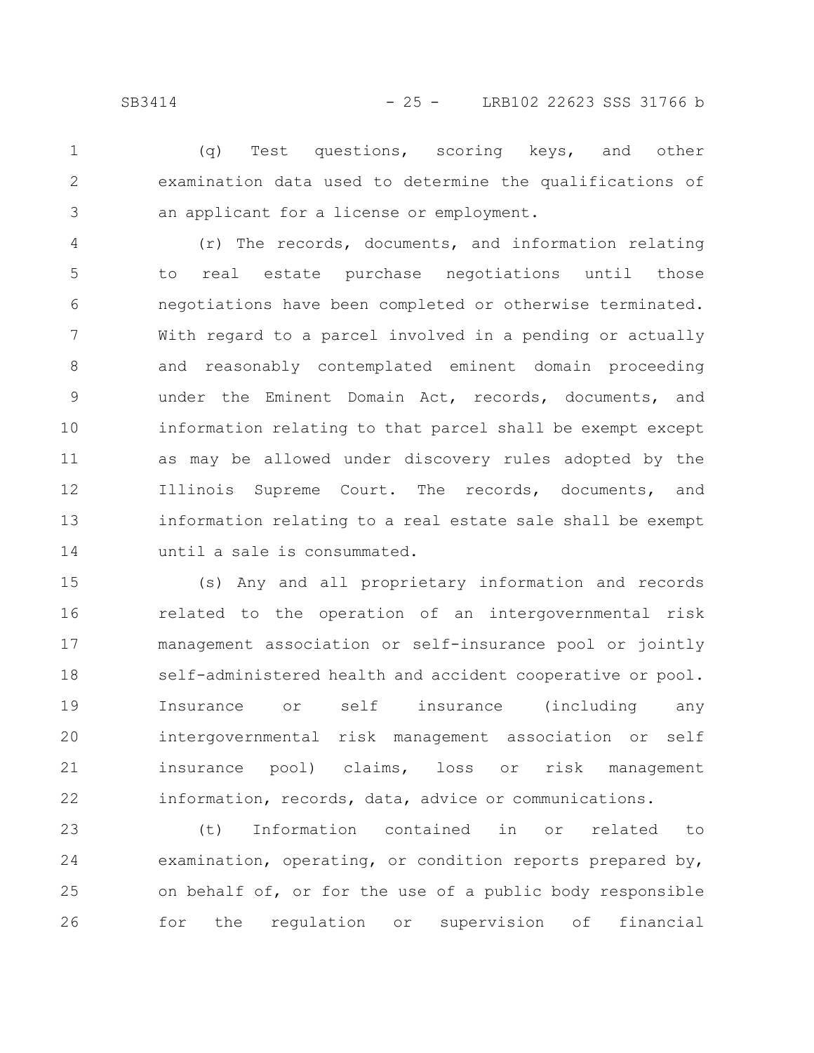(q) Test questions, scoring keys, and other examination data used to determine the qualifications of an applicant for a license or employment.

(r) The records, documents, and information relating to real estate purchase negotiations until those negotiations have been completed or otherwise terminated. With regard to a parcel involved in a pending or actually and reasonably contemplated eminent domain proceeding under the Eminent Domain Act, records, documents, and information relating to that parcel shall be exempt except as may be allowed under discovery rules adopted by the Illinois Supreme Court. The records, documents, and information relating to a real estate sale shall be exempt until a sale is consummated.

(s) Any and all proprietary information and records related to the operation of an intergovernmental risk management association or self-insurance pool or jointly self-administered health and accident cooperative or pool. Insurance or self insurance (including any intergovernmental risk management association or self insurance pool) claims, loss or risk management information, records, data, advice or communications.

(t) Information contained in or related to examination, operating, or condition reports prepared by, on behalf of, or for the use of a public body responsible for the regulation or supervision of financial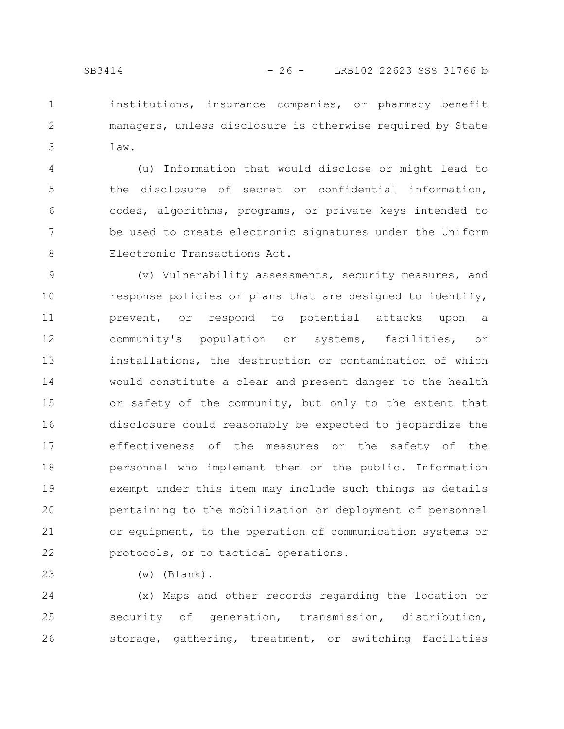institutions, insurance companies, or pharmacy benefit managers, unless disclosure is otherwise required by State law.

(u) Information that would disclose or might lead to the disclosure of secret or confidential information, codes, algorithms, programs, or private keys intended to be used to create electronic signatures under the Uniform Electronic Transactions Act.

(v) Vulnerability assessments, security measures, and response policies or plans that are designed to identify, prevent, or respond to potential attacks upon a community's population or systems, facilities, or installations, the destruction or contamination of which would constitute a clear and present danger to the health or safety of the community, but only to the extent that disclosure could reasonably be expected to jeopardize the effectiveness of the measures or the safety of the personnel who implement them or the public. Information exempt under this item may include such things as details pertaining to the mobilization or deployment of personnel or equipment, to the operation of communication systems or protocols, or to tactical operations.

(w) (Blank).

(x) Maps and other records regarding the location or security of generation, transmission, distribution, storage, gathering, treatment, or switching facilities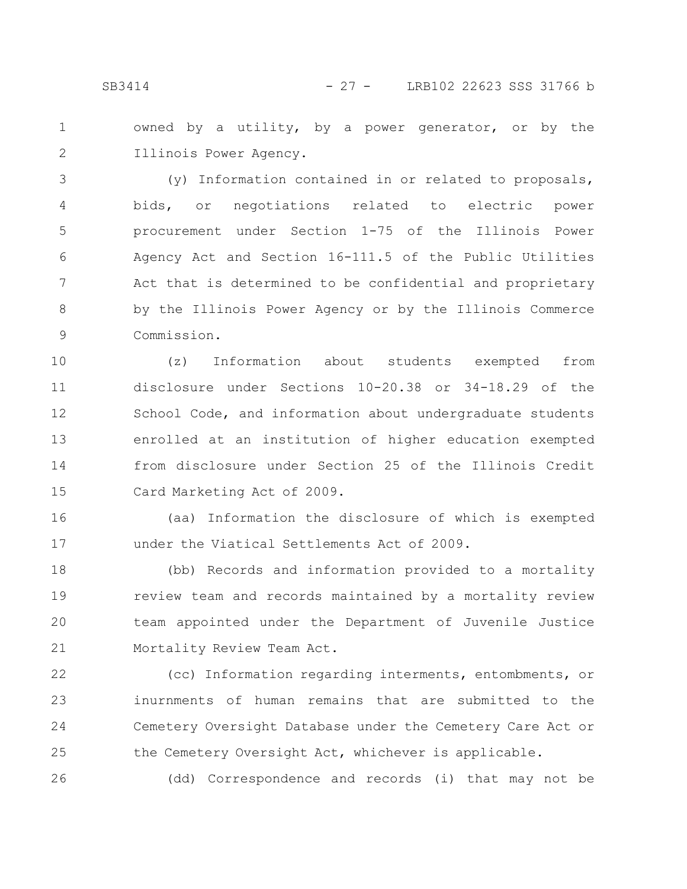owned by a utility, by a power generator, or by the Illinois Power Agency.

(y) Information contained in or related to proposals, bids, or negotiations related to electric power procurement under Section 1-75 of the Illinois Power Agency Act and Section 16-111.5 of the Public Utilities Act that is determined to be confidential and proprietary by the Illinois Power Agency or by the Illinois Commerce Commission.

(z) Information about students exempted from disclosure under Sections 10-20.38 or 34-18.29 of the School Code, and information about undergraduate students enrolled at an institution of higher education exempted from disclosure under Section 25 of the Illinois Credit Card Marketing Act of 2009.

(aa) Information the disclosure of which is exempted under the Viatical Settlements Act of 2009.

(bb) Records and information provided to a mortality review team and records maintained by a mortality review team appointed under the Department of Juvenile Justice Mortality Review Team Act.

(cc) Information regarding interments, entombments, or inurnments of human remains that are submitted to the Cemetery Oversight Database under the Cemetery Care Act or the Cemetery Oversight Act, whichever is applicable.

(dd) Correspondence and records (i) that may not be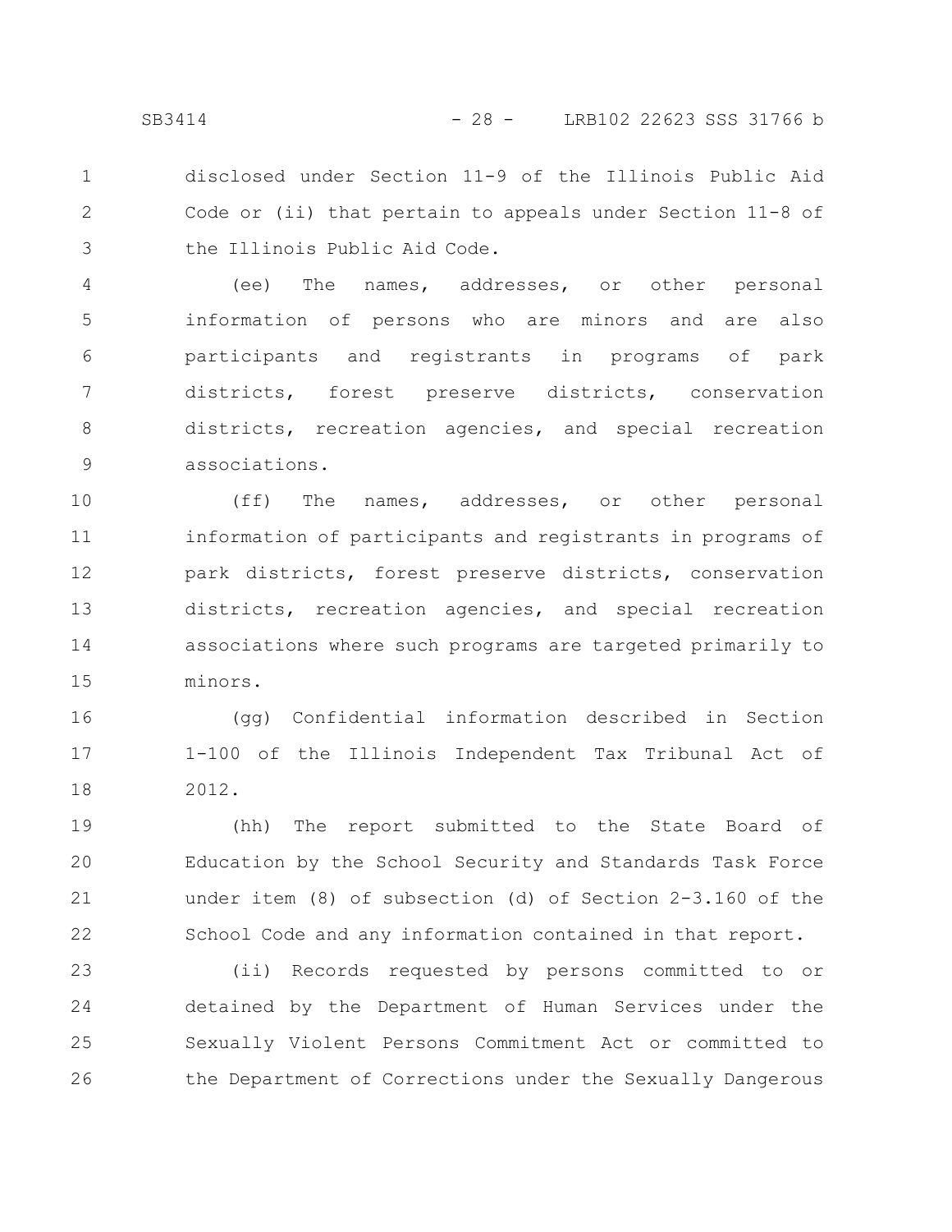disclosed under Section 11-9 of the Illinois Public Aid Code or (ii) that pertain to appeals under Section 11-8 of the Illinois Public Aid Code.

(ee) The names, addresses, or other personal information of persons who are minors and are also participants and registrants in programs of park districts, forest preserve districts, conservation districts, recreation agencies, and special recreation associations.

(ff) The names, addresses, or other personal information of participants and registrants in programs of park districts, forest preserve districts, conservation districts, recreation agencies, and special recreation associations where such programs are targeted primarily to minors.

(gg) Confidential information described in Section 1-100 of the Illinois Independent Tax Tribunal Act of 2012.

(hh) The report submitted to the State Board of Education by the School Security and Standards Task Force under item (8) of subsection (d) of Section 2-3.160 of the School Code and any information contained in that report.

(ii) Records requested by persons committed to or detained by the Department of Human Services under the Sexually Violent Persons Commitment Act or committed to the Department of Corrections under the Sexually Dangerous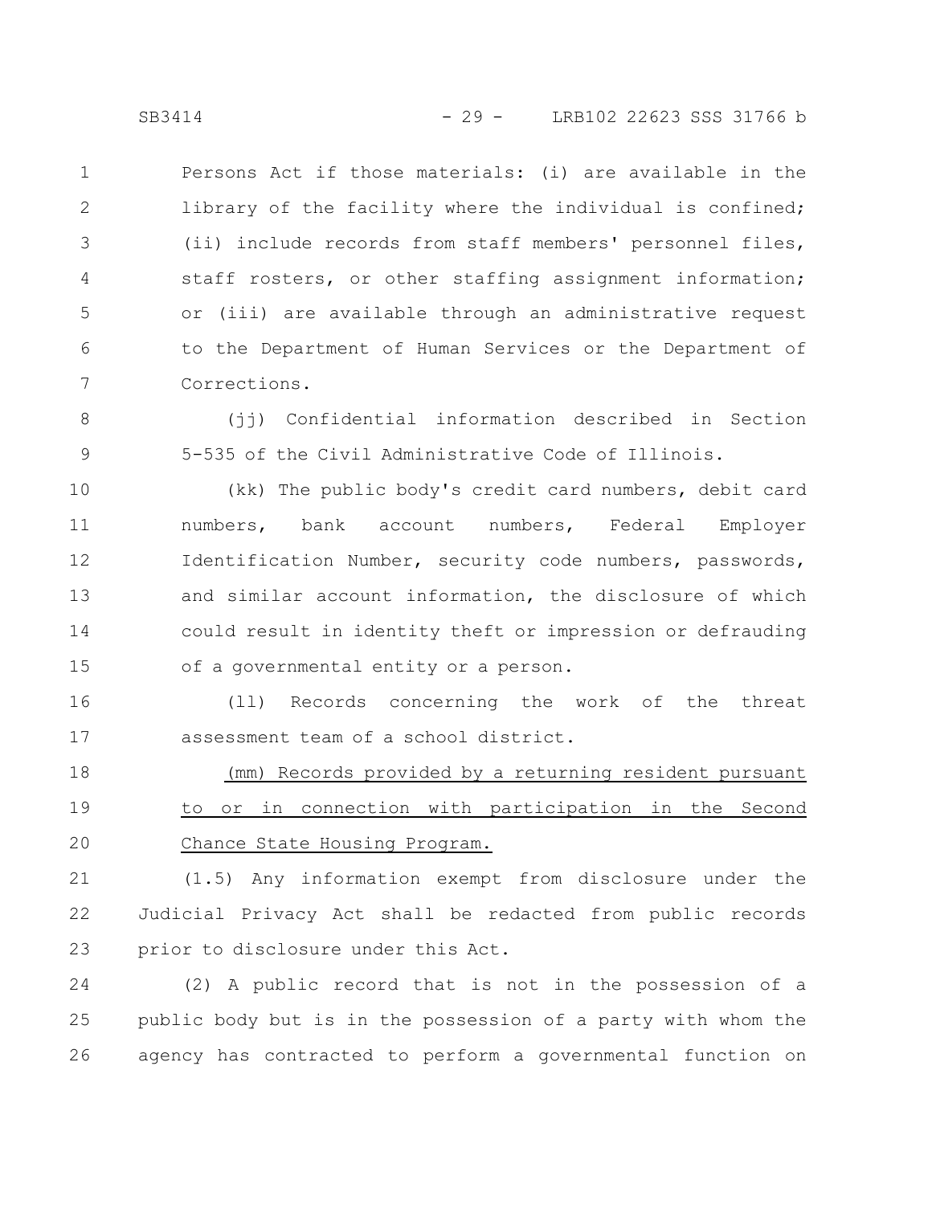Persons Act if those materials: (i) are available in the library of the facility where the individual is confined; (ii) include records from staff members' personnel files, staff rosters, or other staffing assignment information; or (iii) are available through an administrative request to the Department of Human Services or the Department of Corrections.

(jj) Confidential information described in Section 5-535 of the Civil Administrative Code of Illinois.

(kk) The public body's credit card numbers, debit card numbers, bank account numbers, Federal Employer Identification Number, security code numbers, passwords, and similar account information, the disclosure of which could result in identity theft or impression or defrauding of a governmental entity or a person.

(ll) Records concerning the work of the threat assessment team of a school district.

<u>(mm) Records provided by a returning resident pursuant to or in connection with participation in the Second Chance State Housing Program.</u>

(1.5) Any information exempt from disclosure under the Judicial Privacy Act shall be redacted from public records prior to disclosure under this Act.

(2) A public record that is not in the possession of a public body but is in the possession of a party with whom the agency has contracted to perform a governmental function on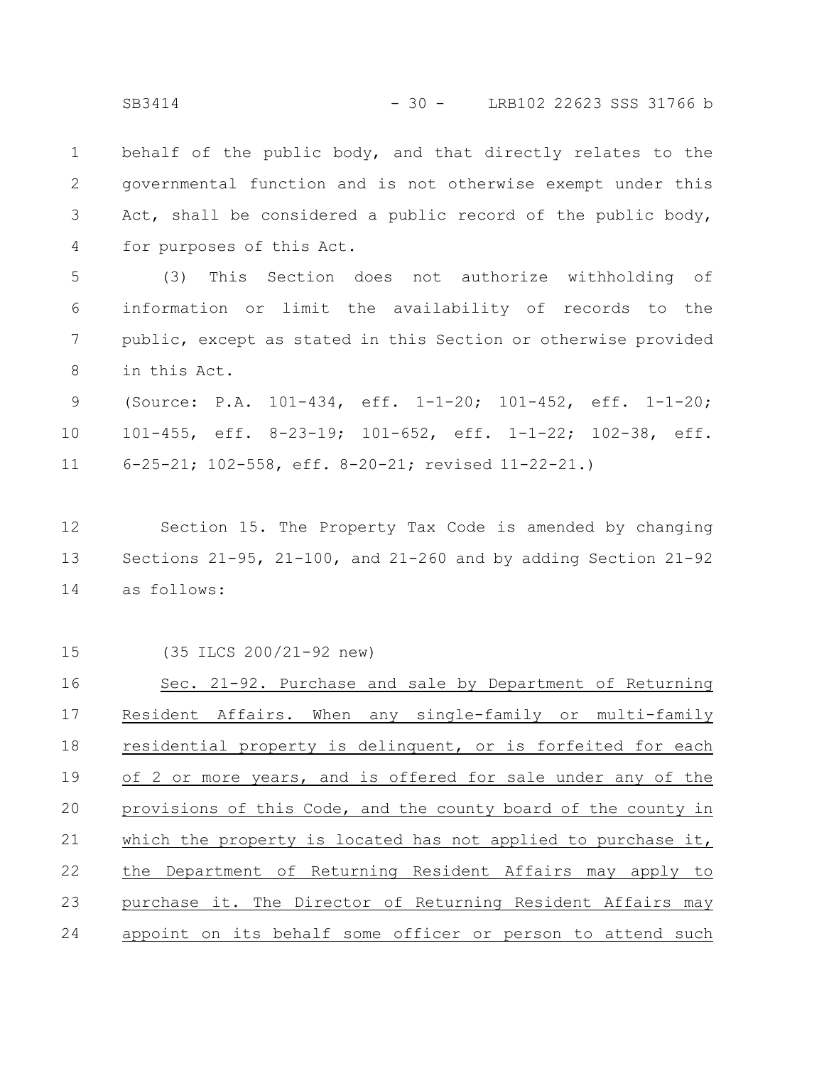behalf of the public body, and that directly relates to the governmental function and is not otherwise exempt under this Act, shall be considered a public record of the public body, for purposes of this Act.

(3) This Section does not authorize withholding of information or limit the availability of records to the public, except as stated in this Section or otherwise provided in this Act.

(Source: P.A. 101-434, eff. 1-1-20; 101-452, eff. 1-1-20; 101-455, eff. 8-23-19; 101-652, eff. 1-1-22; 102-38, eff. 6-25-21; 102-558, eff. 8-20-21; revised 11-22-21.)

Section 15. The Property Tax Code is amended by changing Sections 21-95, 21-100, and 21-260 and by adding Section 21-92 as follows:

(35 ILCS 200/21-92 new)

Sec. 21-92. Purchase and sale by Department of Returning Resident Affairs. When any single-family or multi-family residential property is delinquent, or is forfeited for each of 2 or more years, and is offered for sale under any of the provisions of this Code, and the county board of the county in which the property is located has not applied to purchase it, the Department of Returning Resident Affairs may apply to purchase it. The Director of Returning Resident Affairs may appoint on its behalf some officer or person to attend such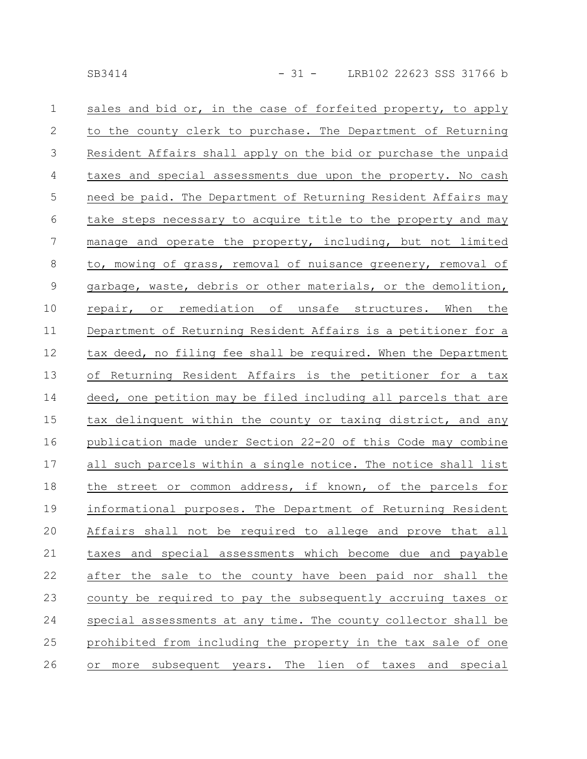sales and bid or, in the case of forfeited property, to apply to the county clerk to purchase. The Department of Returning Resident Affairs shall apply on the bid or purchase the unpaid taxes and special assessments due upon the property. No cash need be paid. The Department of Returning Resident Affairs may take steps necessary to acquire title to the property and may manage and operate the property, including, but not limited to, mowing of grass, removal of nuisance greenery, removal of garbage, waste, debris or other materials, or the demolition, repair, or remediation of unsafe structures. When the Department of Returning Resident Affairs is a petitioner for a tax deed, no filing fee shall be required. When the Department of Returning Resident Affairs is the petitioner for a tax deed, one petition may be filed including all parcels that are tax delinquent within the county or taxing district, and any publication made under Section 22-20 of this Code may combine all such parcels within a single notice. The notice shall list the street or common address, if known, of the parcels for informational purposes. The Department of Returning Resident Affairs shall not be required to allege and prove that all taxes and special assessments which become due and payable after the sale to the county have been paid nor shall the county be required to pay the subsequently accruing taxes or special assessments at any time. The county collector shall be prohibited from including the property in the tax sale of one or more subsequent years. The lien of taxes and special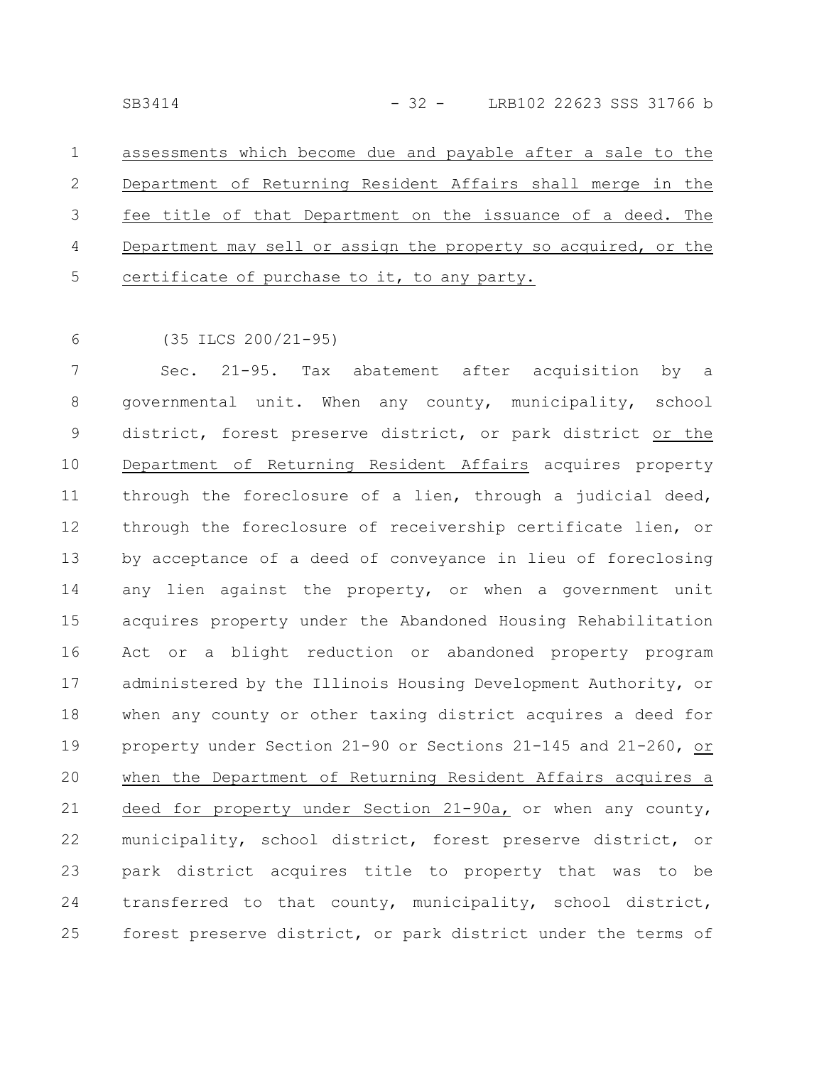assessments which become due and payable after a sale to the Department of Returning Resident Affairs shall merge in the fee title of that Department on the issuance of a deed. The Department may sell or assign the property so acquired, or the certificate of purchase to it, to any party.

(35 ILCS 200/21-95)

Sec. 21-95. Tax abatement after acquisition by a governmental unit. When any county, municipality, school district, forest preserve district, or park district or the Department of Returning Resident Affairs acquires property through the foreclosure of a lien, through a judicial deed, through the foreclosure of receivership certificate lien, or by acceptance of a deed of conveyance in lieu of foreclosing any lien against the property, or when a government unit acquires property under the Abandoned Housing Rehabilitation Act or a blight reduction or abandoned property program administered by the Illinois Housing Development Authority, or when any county or other taxing district acquires a deed for property under Section 21-90 or Sections 21-145 and 21-260, or when the Department of Returning Resident Affairs acquires a deed for property under Section 21-90a, or when any county, municipality, school district, forest preserve district, or park district acquires title to property that was to be transferred to that county, municipality, school district, forest preserve district, or park district under the terms of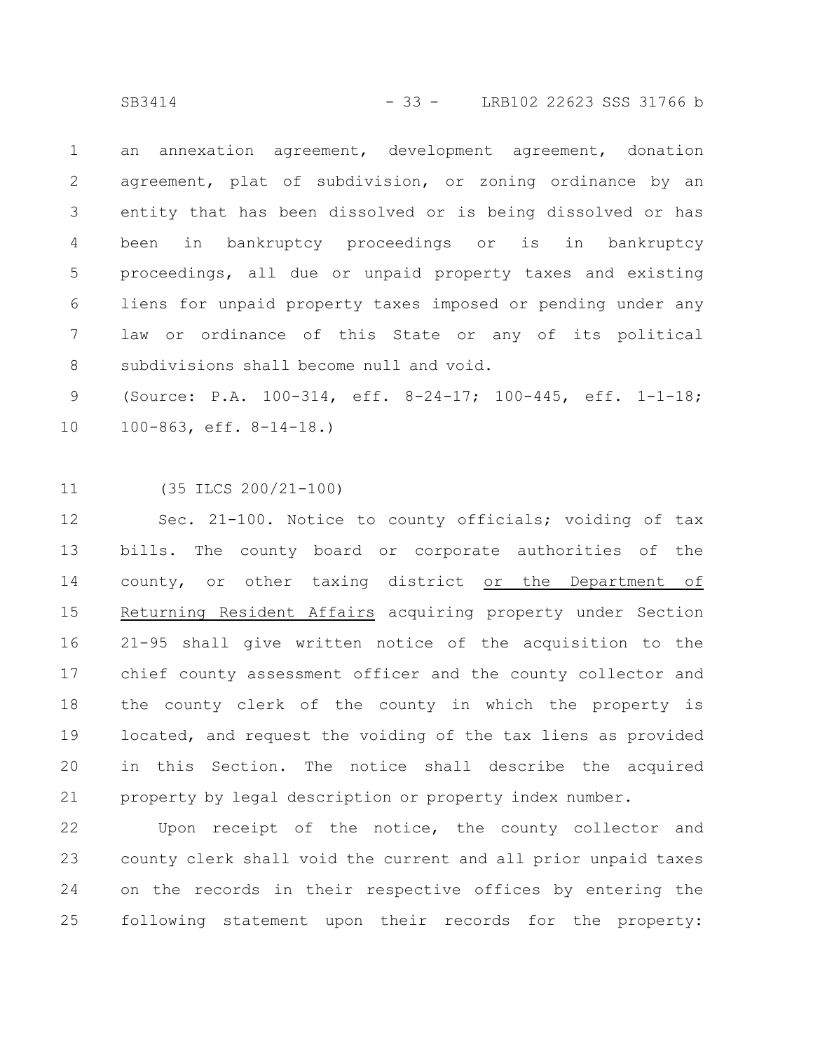an annexation agreement, development agreement, donation agreement, plat of subdivision, or zoning ordinance by an entity that has been dissolved or is being dissolved or has been in bankruptcy proceedings or is in bankruptcy proceedings, all due or unpaid property taxes and existing liens for unpaid property taxes imposed or pending under any law or ordinance of this State or any of its political subdivisions shall become null and void.

(Source: P.A. 100-314, eff. 8-24-17; 100-445, eff. 1-1-18; 100-863, eff. 8-14-18.)

(35 ILCS 200/21-100)

Sec. 21-100. Notice to county officials; voiding of tax bills. The county board or corporate authorities of the county, or other taxing district <u>or the Department of Returning Resident Affairs</u> acquiring property under Section 21-95 shall give written notice of the acquisition to the chief county assessment officer and the county collector and the county clerk of the county in which the property is located, and request the voiding of the tax liens as provided in this Section. The notice shall describe the acquired property by legal description or property index number.

Upon receipt of the notice, the county collector and county clerk shall void the current and all prior unpaid taxes on the records in their respective offices by entering the following statement upon their records for the property: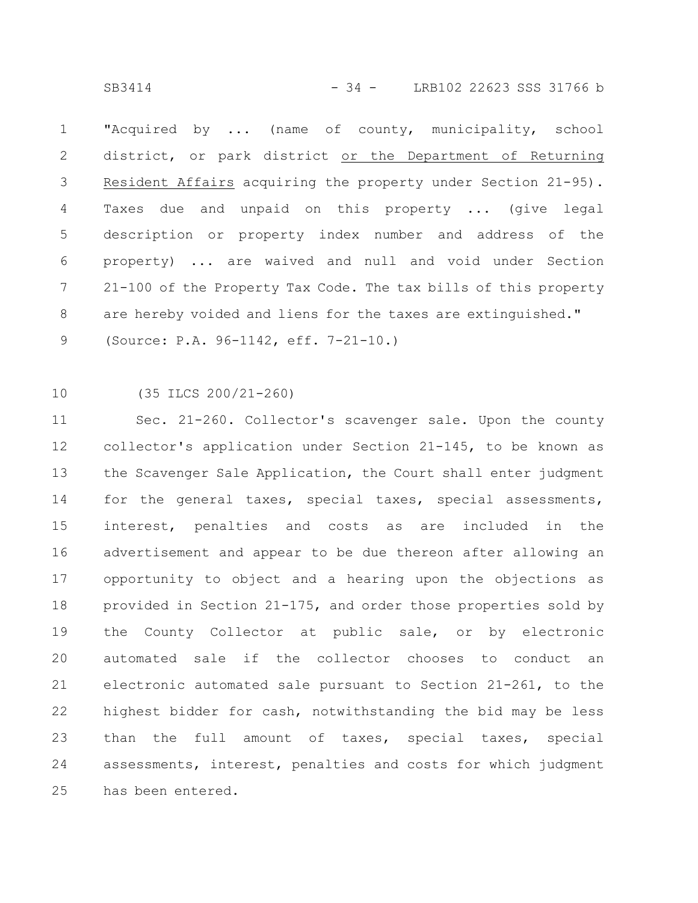"Acquired by ... (name of county, municipality, school district, or park district <u>or the Department of Returning Resident Affairs</u> acquiring the property under Section 21-95). Taxes due and unpaid on this property ... (give legal description or property index number and address of the property) ... are waived and null and void under Section 21-100 of the Property Tax Code. The tax bills of this property are hereby voided and liens for the taxes are extinguished."

(Source: P.A. 96-1142, eff. 7-21-10.)

(35 ILCS 200/21-260)

Sec. 21-260. Collector's scavenger sale. Upon the county collector's application under Section 21-145, to be known as the Scavenger Sale Application, the Court shall enter judgment for the general taxes, special taxes, special assessments, interest, penalties and costs as are included in the advertisement and appear to be due thereon after allowing an opportunity to object and a hearing upon the objections as provided in Section 21-175, and order those properties sold by the County Collector at public sale, or by electronic automated sale if the collector chooses to conduct an electronic automated sale pursuant to Section 21-261, to the highest bidder for cash, notwithstanding the bid may be less than the full amount of taxes, special taxes, special assessments, interest, penalties and costs for which judgment has been entered.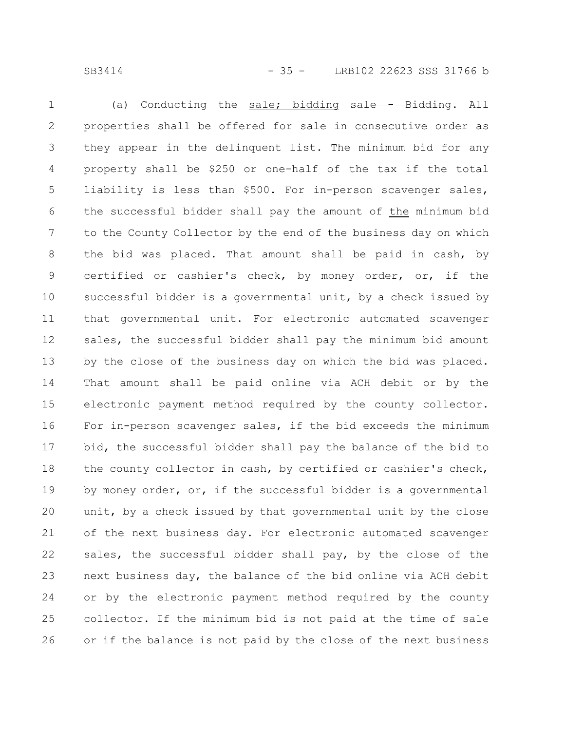(a) Conducting the sale; bidding ~~sale - Bidding~~. All properties shall be offered for sale in consecutive order as they appear in the delinquent list. The minimum bid for any property shall be $250 or one-half of the tax if the total liability is less than $500. For in-person scavenger sales, the successful bidder shall pay the amount of the minimum bid to the County Collector by the end of the business day on which the bid was placed. That amount shall be paid in cash, by certified or cashier's check, by money order, or, if the successful bidder is a governmental unit, by a check issued by that governmental unit. For electronic automated scavenger sales, the successful bidder shall pay the minimum bid amount by the close of the business day on which the bid was placed. That amount shall be paid online via ACH debit or by the electronic payment method required by the county collector. For in-person scavenger sales, if the bid exceeds the minimum bid, the successful bidder shall pay the balance of the bid to the county collector in cash, by certified or cashier's check, by money order, or, if the successful bidder is a governmental unit, by a check issued by that governmental unit by the close of the next business day. For electronic automated scavenger sales, the successful bidder shall pay, by the close of the next business day, the balance of the bid online via ACH debit or by the electronic payment method required by the county collector. If the minimum bid is not paid at the time of sale or if the balance is not paid by the close of the next business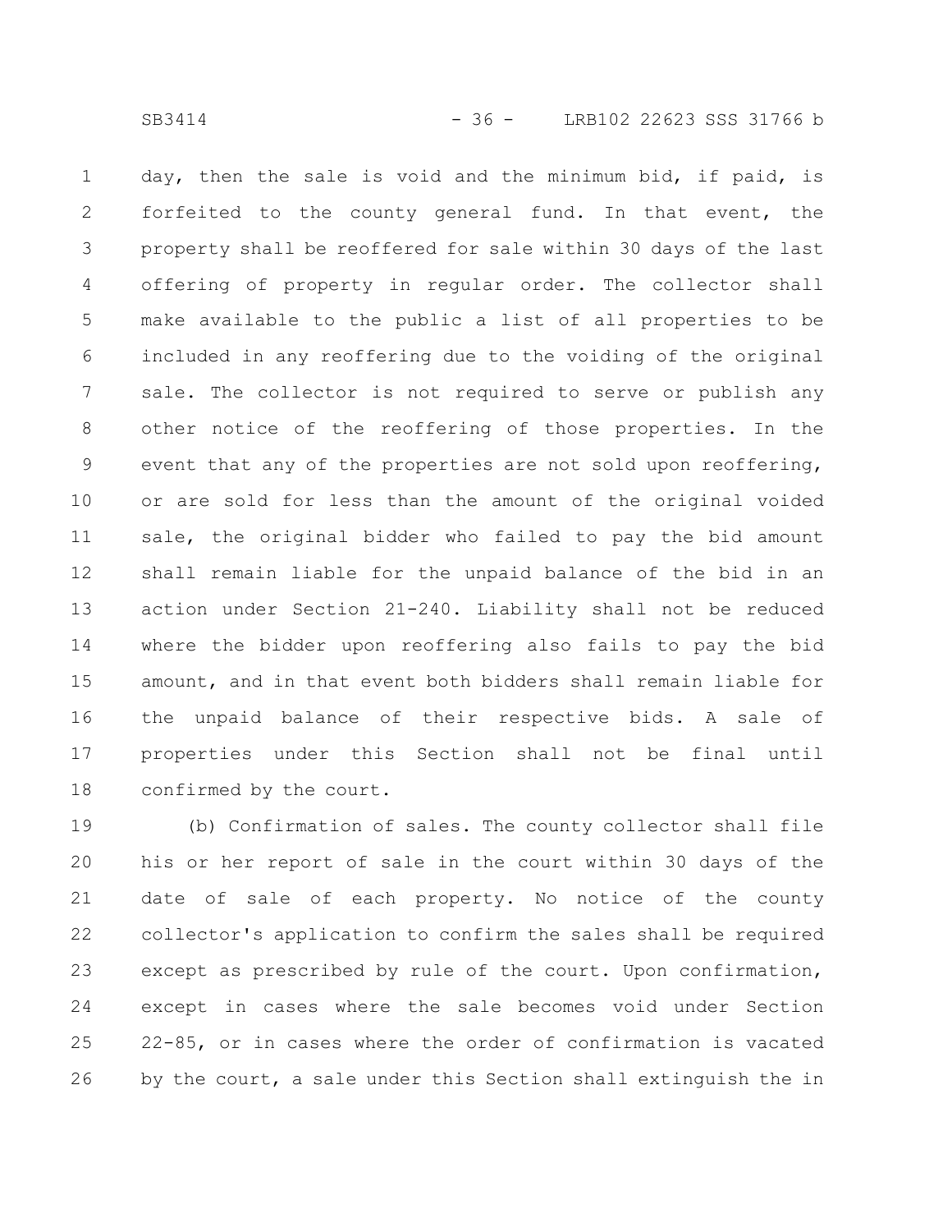day, then the sale is void and the minimum bid, if paid, is forfeited to the county general fund. In that event, the property shall be reoffered for sale within 30 days of the last offering of property in regular order. The collector shall make available to the public a list of all properties to be included in any reoffering due to the voiding of the original sale. The collector is not required to serve or publish any other notice of the reoffering of those properties. In the event that any of the properties are not sold upon reoffering, or are sold for less than the amount of the original voided sale, the original bidder who failed to pay the bid amount shall remain liable for the unpaid balance of the bid in an action under Section 21-240. Liability shall not be reduced where the bidder upon reoffering also fails to pay the bid amount, and in that event both bidders shall remain liable for the unpaid balance of their respective bids. A sale of properties under this Section shall not be final until confirmed by the court.

(b) Confirmation of sales. The county collector shall file his or her report of sale in the court within 30 days of the date of sale of each property. No notice of the county collector's application to confirm the sales shall be required except as prescribed by rule of the court. Upon confirmation, except in cases where the sale becomes void under Section 22-85, or in cases where the order of confirmation is vacated by the court, a sale under this Section shall extinguish the in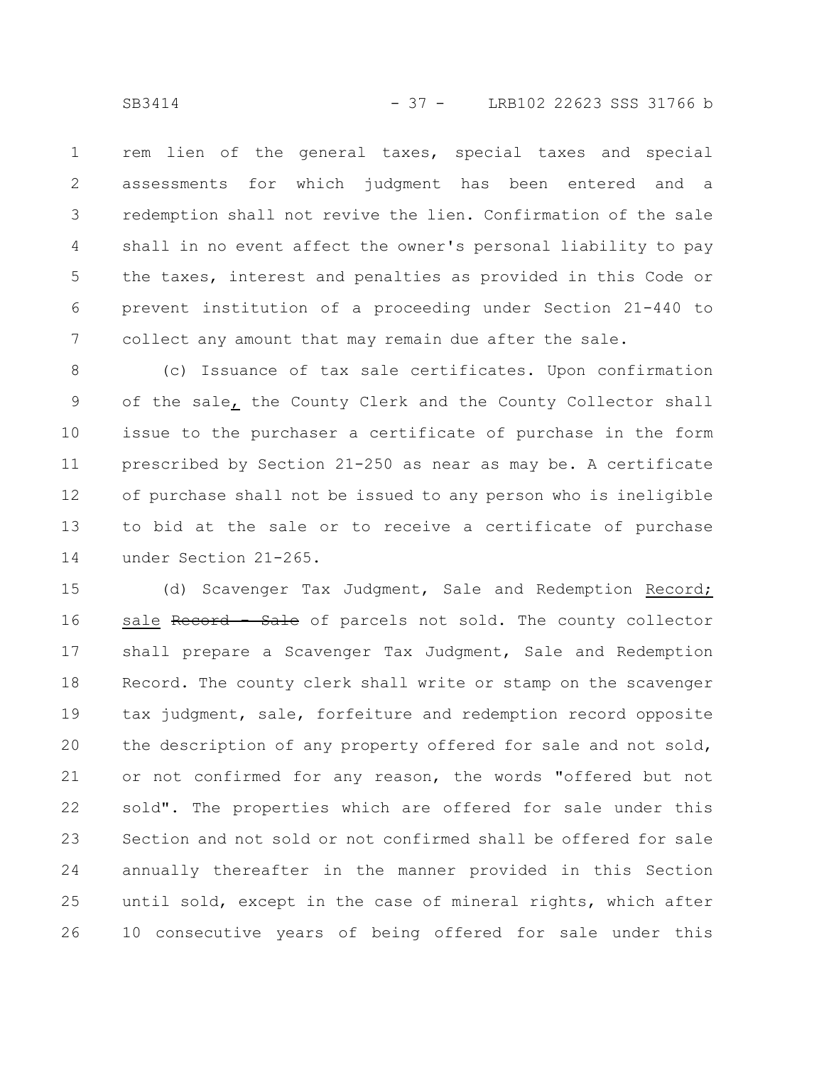rem lien of the general taxes, special taxes and special assessments for which judgment has been entered and a redemption shall not revive the lien. Confirmation of the sale shall in no event affect the owner's personal liability to pay the taxes, interest and penalties as provided in this Code or prevent institution of a proceeding under Section 21-440 to collect any amount that may remain due after the sale.

(c) Issuance of tax sale certificates. Upon confirmation of the sale, the County Clerk and the County Collector shall issue to the purchaser a certificate of purchase in the form prescribed by Section 21-250 as near as may be. A certificate of purchase shall not be issued to any person who is ineligible to bid at the sale or to receive a certificate of purchase under Section 21-265.

(d) Scavenger Tax Judgment, Sale and Redemption Record; sale ~~Record - Sale~~ of parcels not sold. The county collector shall prepare a Scavenger Tax Judgment, Sale and Redemption Record. The county clerk shall write or stamp on the scavenger tax judgment, sale, forfeiture and redemption record opposite the description of any property offered for sale and not sold, or not confirmed for any reason, the words "offered but not sold". The properties which are offered for sale under this Section and not sold or not confirmed shall be offered for sale annually thereafter in the manner provided in this Section until sold, except in the case of mineral rights, which after 10 consecutive years of being offered for sale under this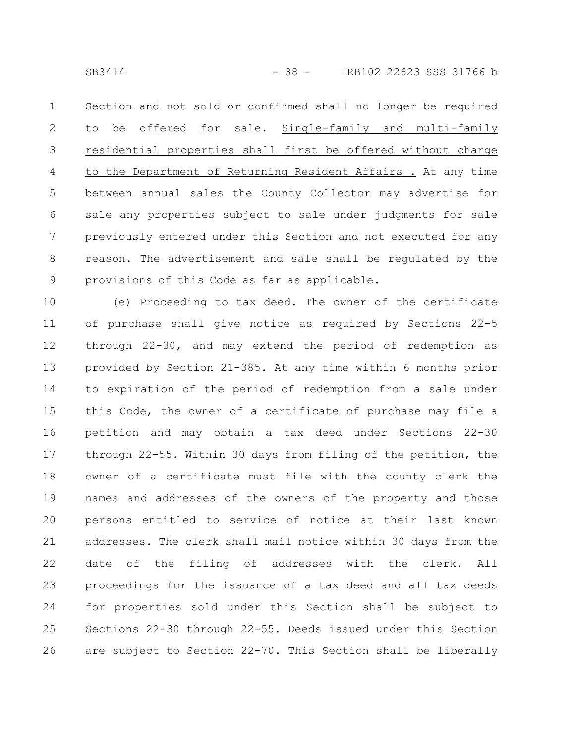Section and not sold or confirmed shall no longer be required to be offered for sale. <u>Single-family and multi-family residential properties shall first be offered without charge to the Department of Returning Resident Affairs .</u> At any time between annual sales the County Collector may advertise for sale any properties subject to sale under judgments for sale previously entered under this Section and not executed for any reason. The advertisement and sale shall be regulated by the provisions of this Code as far as applicable.

(e) Proceeding to tax deed. The owner of the certificate of purchase shall give notice as required by Sections 22-5 through 22-30, and may extend the period of redemption as provided by Section 21-385. At any time within 6 months prior to expiration of the period of redemption from a sale under this Code, the owner of a certificate of purchase may file a petition and may obtain a tax deed under Sections 22-30 through 22-55. Within 30 days from filing of the petition, the owner of a certificate must file with the county clerk the names and addresses of the owners of the property and those persons entitled to service of notice at their last known addresses. The clerk shall mail notice within 30 days from the date of the filing of addresses with the clerk. All proceedings for the issuance of a tax deed and all tax deeds for properties sold under this Section shall be subject to Sections 22-30 through 22-55. Deeds issued under this Section are subject to Section 22-70. This Section shall be liberally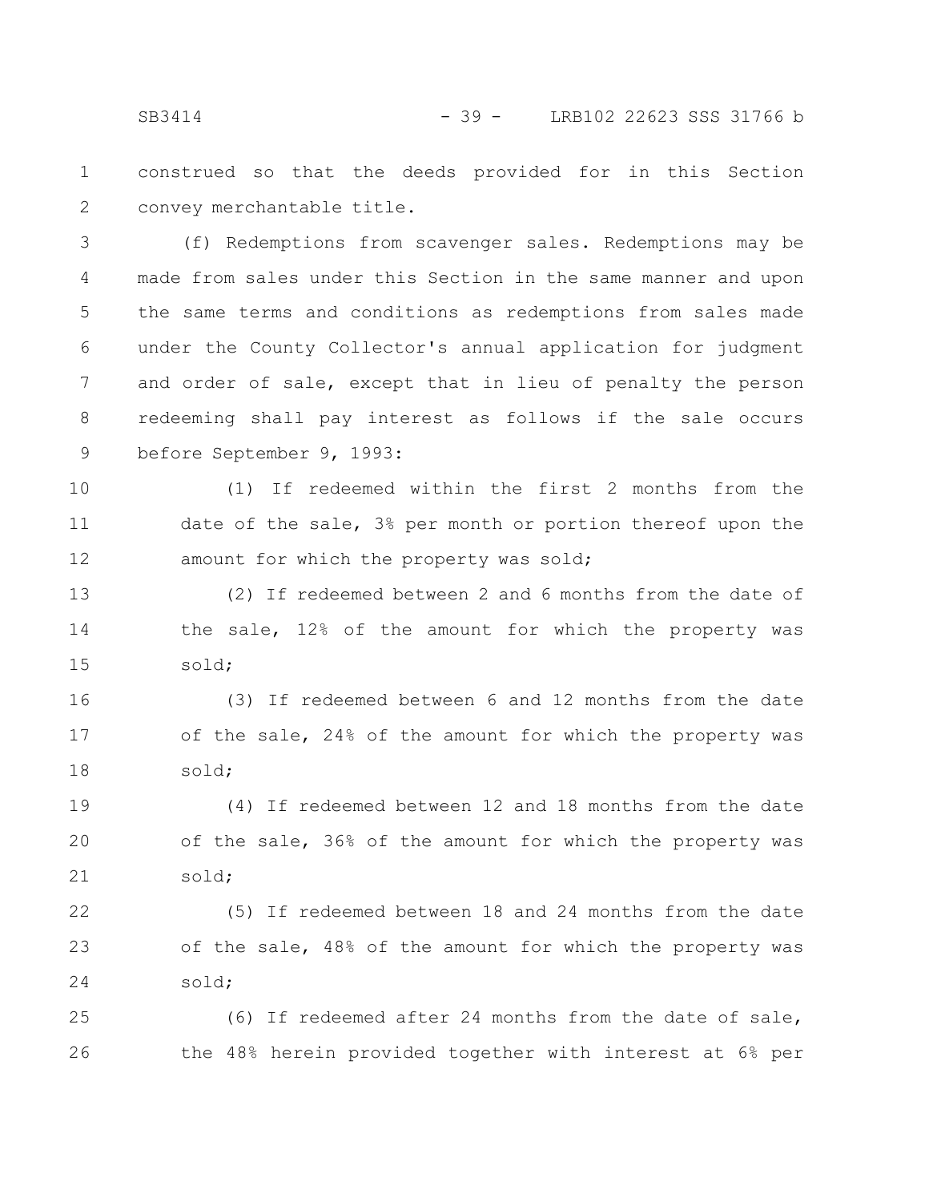construed so that the deeds provided for in this Section convey merchantable title.

(f) Redemptions from scavenger sales. Redemptions may be made from sales under this Section in the same manner and upon the same terms and conditions as redemptions from sales made under the County Collector's annual application for judgment and order of sale, except that in lieu of penalty the person redeeming shall pay interest as follows if the sale occurs before September 9, 1993:

(1) If redeemed within the first 2 months from the date of the sale, 3% per month or portion thereof upon the amount for which the property was sold;

(2) If redeemed between 2 and 6 months from the date of the sale, 12% of the amount for which the property was sold;

(3) If redeemed between 6 and 12 months from the date of the sale, 24% of the amount for which the property was sold;

(4) If redeemed between 12 and 18 months from the date of the sale, 36% of the amount for which the property was sold;

(5) If redeemed between 18 and 24 months from the date of the sale, 48% of the amount for which the property was sold;

(6) If redeemed after 24 months from the date of sale, the 48% herein provided together with interest at 6% per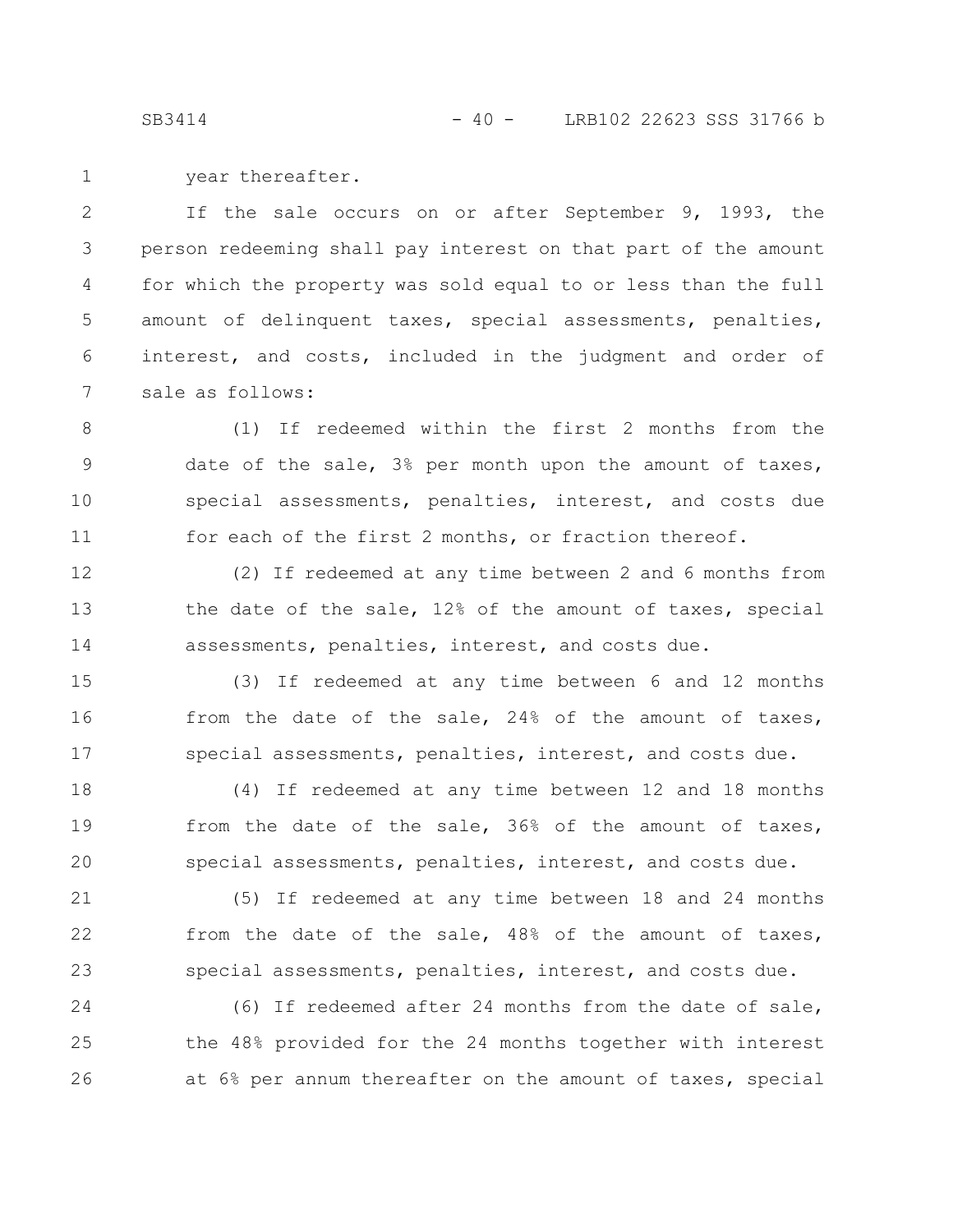year thereafter.

If the sale occurs on or after September 9, 1993, the person redeeming shall pay interest on that part of the amount for which the property was sold equal to or less than the full amount of delinquent taxes, special assessments, penalties, interest, and costs, included in the judgment and order of sale as follows:

(1) If redeemed within the first 2 months from the date of the sale, 3% per month upon the amount of taxes, special assessments, penalties, interest, and costs due for each of the first 2 months, or fraction thereof.

(2) If redeemed at any time between 2 and 6 months from the date of the sale, 12% of the amount of taxes, special assessments, penalties, interest, and costs due.

(3) If redeemed at any time between 6 and 12 months from the date of the sale, 24% of the amount of taxes, special assessments, penalties, interest, and costs due.

(4) If redeemed at any time between 12 and 18 months from the date of the sale, 36% of the amount of taxes, special assessments, penalties, interest, and costs due.

(5) If redeemed at any time between 18 and 24 months from the date of the sale, 48% of the amount of taxes, special assessments, penalties, interest, and costs due.

(6) If redeemed after 24 months from the date of sale, the 48% provided for the 24 months together with interest at 6% per annum thereafter on the amount of taxes, special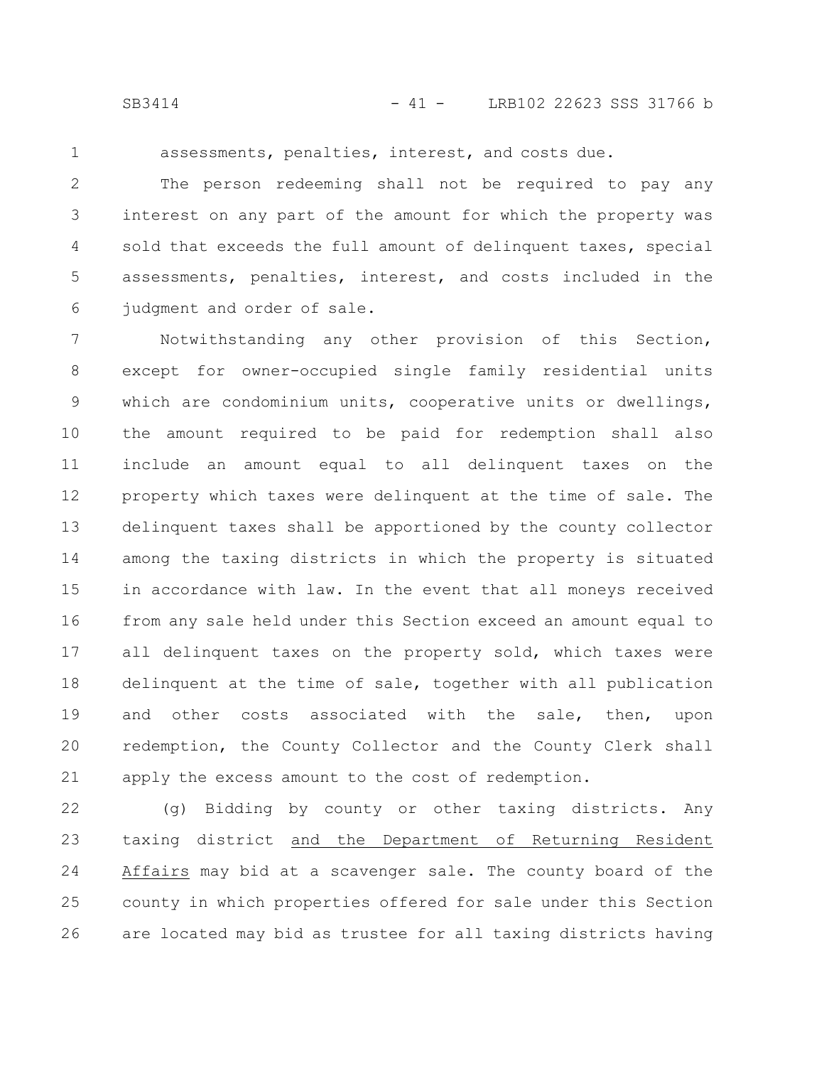assessments, penalties, interest, and costs due.

The person redeeming shall not be required to pay any interest on any part of the amount for which the property was sold that exceeds the full amount of delinquent taxes, special assessments, penalties, interest, and costs included in the judgment and order of sale.

Notwithstanding any other provision of this Section, except for owner-occupied single family residential units which are condominium units, cooperative units or dwellings, the amount required to be paid for redemption shall also include an amount equal to all delinquent taxes on the property which taxes were delinquent at the time of sale. The delinquent taxes shall be apportioned by the county collector among the taxing districts in which the property is situated in accordance with law. In the event that all moneys received from any sale held under this Section exceed an amount equal to all delinquent taxes on the property sold, which taxes were delinquent at the time of sale, together with all publication and other costs associated with the sale, then, upon redemption, the County Collector and the County Clerk shall apply the excess amount to the cost of redemption.

(g) Bidding by county or other taxing districts. Any taxing district <u>and the Department of Returning Resident Affairs</u> may bid at a scavenger sale. The county board of the county in which properties offered for sale under this Section are located may bid as trustee for all taxing districts having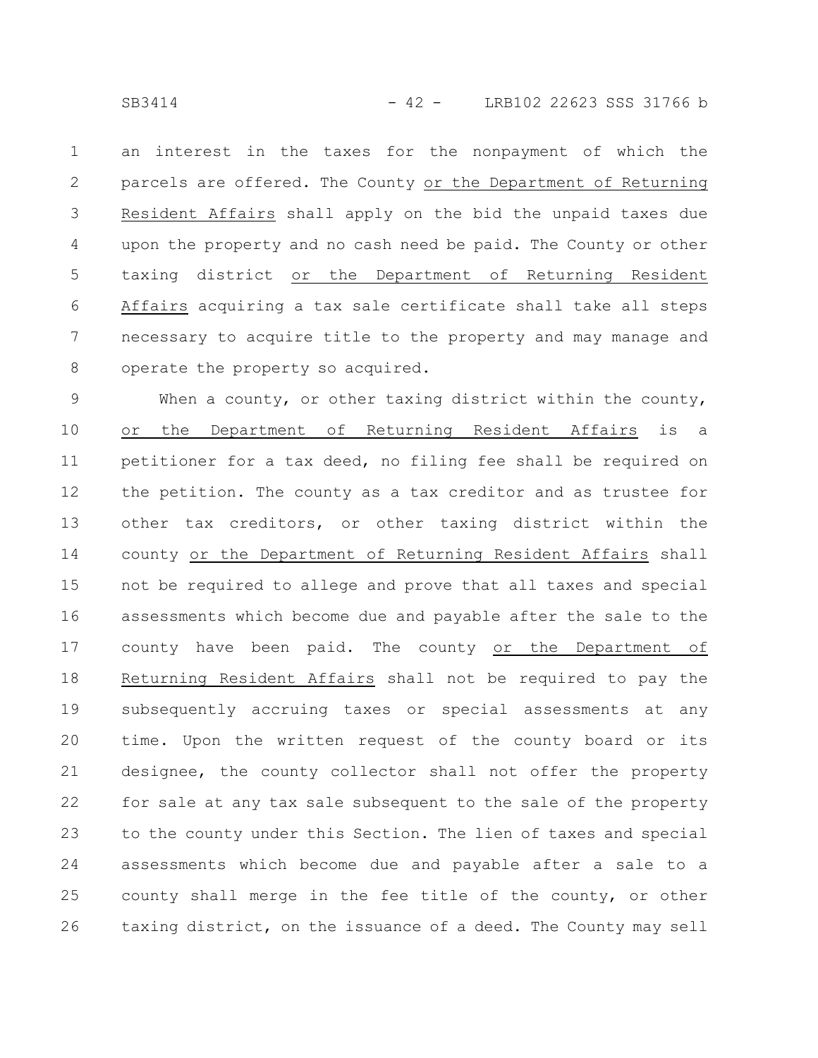an interest in the taxes for the nonpayment of which the parcels are offered. The County or the Department of Returning Resident Affairs shall apply on the bid the unpaid taxes due upon the property and no cash need be paid. The County or other taxing district or the Department of Returning Resident Affairs acquiring a tax sale certificate shall take all steps necessary to acquire title to the property and may manage and operate the property so acquired.

When a county, or other taxing district within the county, or the Department of Returning Resident Affairs is a petitioner for a tax deed, no filing fee shall be required on the petition. The county as a tax creditor and as trustee for other tax creditors, or other taxing district within the county or the Department of Returning Resident Affairs shall not be required to allege and prove that all taxes and special assessments which become due and payable after the sale to the county have been paid. The county or the Department of Returning Resident Affairs shall not be required to pay the subsequently accruing taxes or special assessments at any time. Upon the written request of the county board or its designee, the county collector shall not offer the property for sale at any tax sale subsequent to the sale of the property to the county under this Section. The lien of taxes and special assessments which become due and payable after a sale to a county shall merge in the fee title of the county, or other taxing district, on the issuance of a deed. The County may sell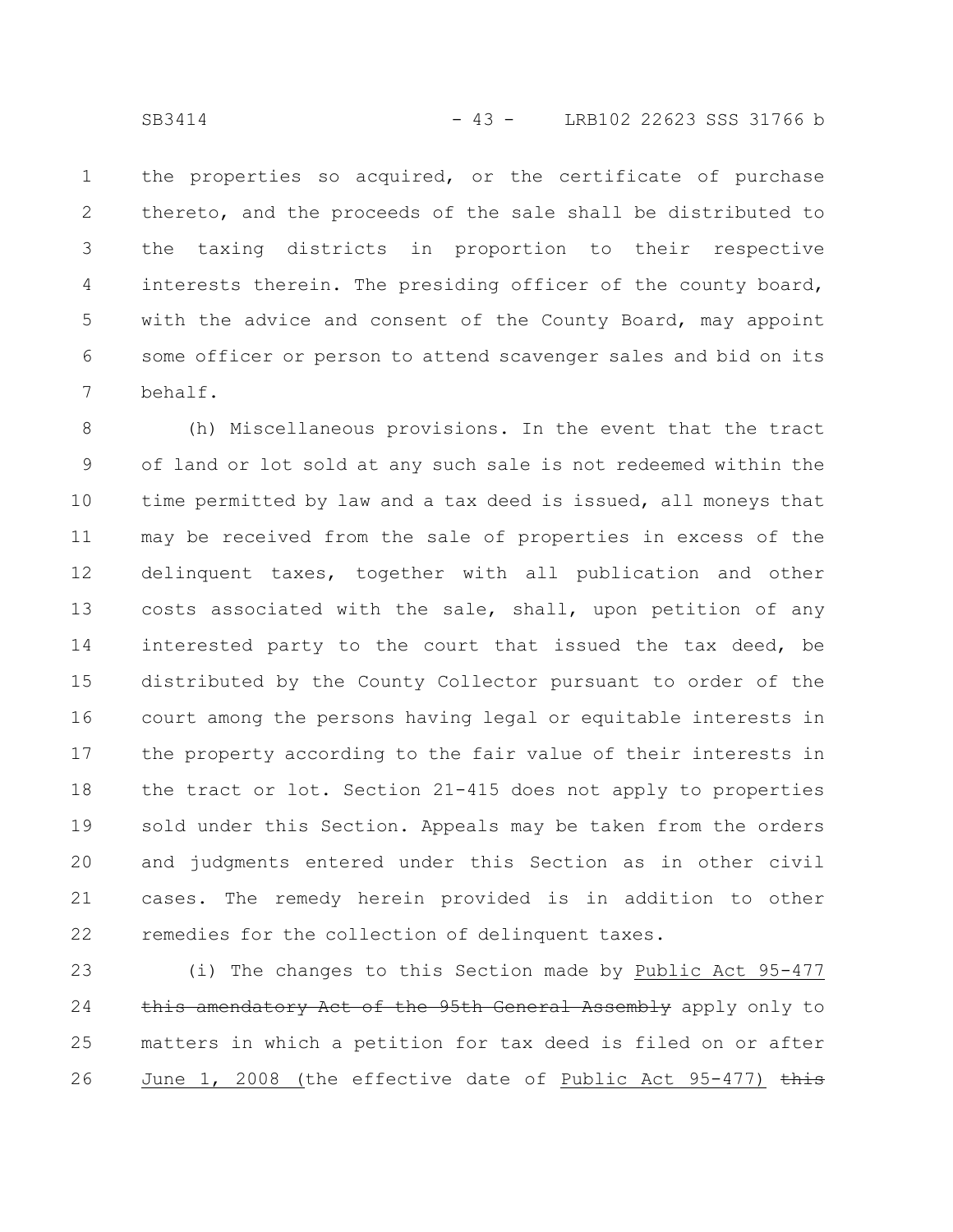the properties so acquired, or the certificate of purchase thereto, and the proceeds of the sale shall be distributed to the taxing districts in proportion to their respective interests therein. The presiding officer of the county board, with the advice and consent of the County Board, may appoint some officer or person to attend scavenger sales and bid on its behalf.

(h) Miscellaneous provisions. In the event that the tract of land or lot sold at any such sale is not redeemed within the time permitted by law and a tax deed is issued, all moneys that may be received from the sale of properties in excess of the delinquent taxes, together with all publication and other costs associated with the sale, shall, upon petition of any interested party to the court that issued the tax deed, be distributed by the County Collector pursuant to order of the court among the persons having legal or equitable interests in the property according to the fair value of their interests in the tract or lot. Section 21-415 does not apply to properties sold under this Section. Appeals may be taken from the orders and judgments entered under this Section as in other civil cases. The remedy herein provided is in addition to other remedies for the collection of delinquent taxes.

(i) The changes to this Section made by <u>Public Act 95-477</u> ~~this amendatory Act of the 95th General Assembly~~ apply only to matters in which a petition for tax deed is filed on or after <u>June 1, 2008 (</u>the effective date of <u>Public Act 95-477)</u> ~~this~~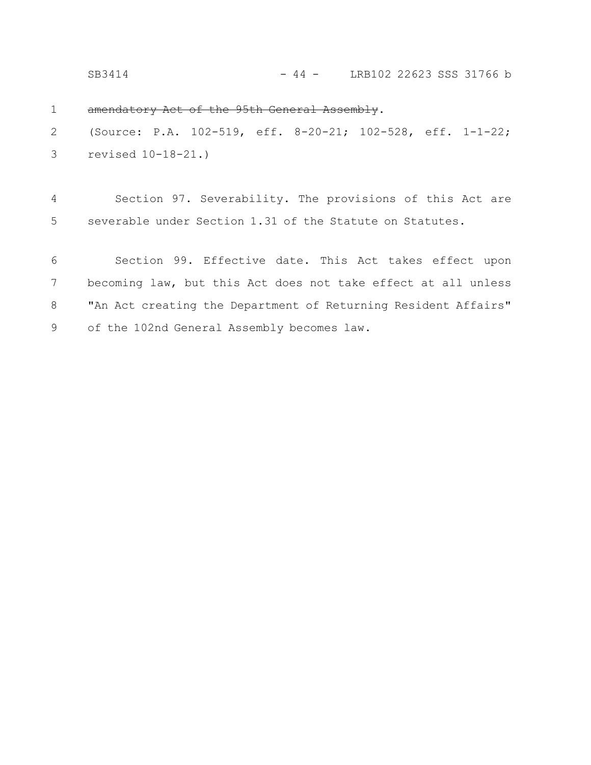~~amendatory Act of the 95th General Assembly~~.

(Source: P.A. 102-519, eff. 8-20-21; 102-528, eff. 1-1-22; revised 10-18-21.)

Section 97. Severability. The provisions of this Act are severable under Section 1.31 of the Statute on Statutes.

Section 99. Effective date. This Act takes effect upon becoming law, but this Act does not take effect at all unless "An Act creating the Department of Returning Resident Affairs" of the 102nd General Assembly becomes law.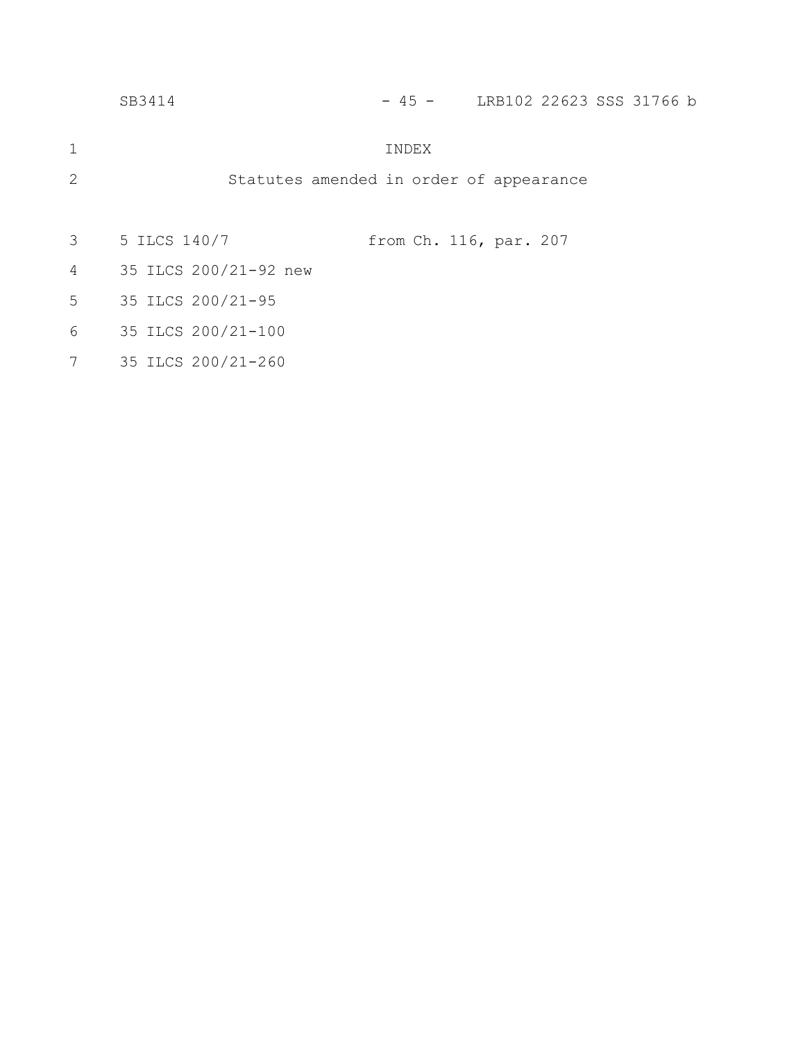INDEX

Statutes amended in order of appearance

| | |
|---|---|
| 5 ILCS 140/7 | from Ch. 116, par. 207 |
| 35 ILCS 200/21-92 new | |
| 35 ILCS 200/21-95 | |
| 35 ILCS 200/21-100 | |
| 35 ILCS 200/21-260 | |